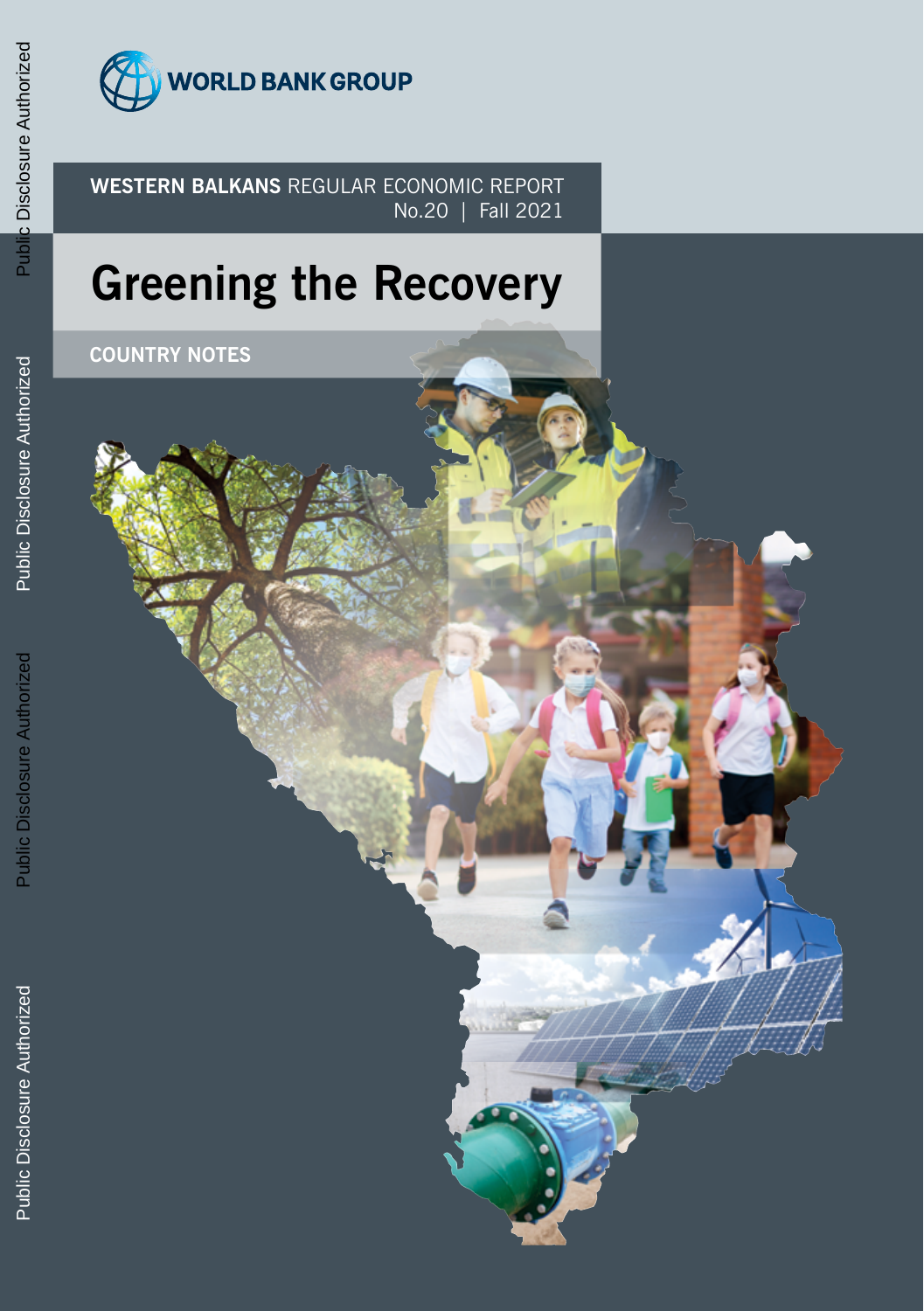WORLD BANK GROUP

**WESTERN BALKANS** REGULAR ECONOMIC REPORT
No.20 | Fall 2021

# Greening the Recovery

**COUNTRY NOTES**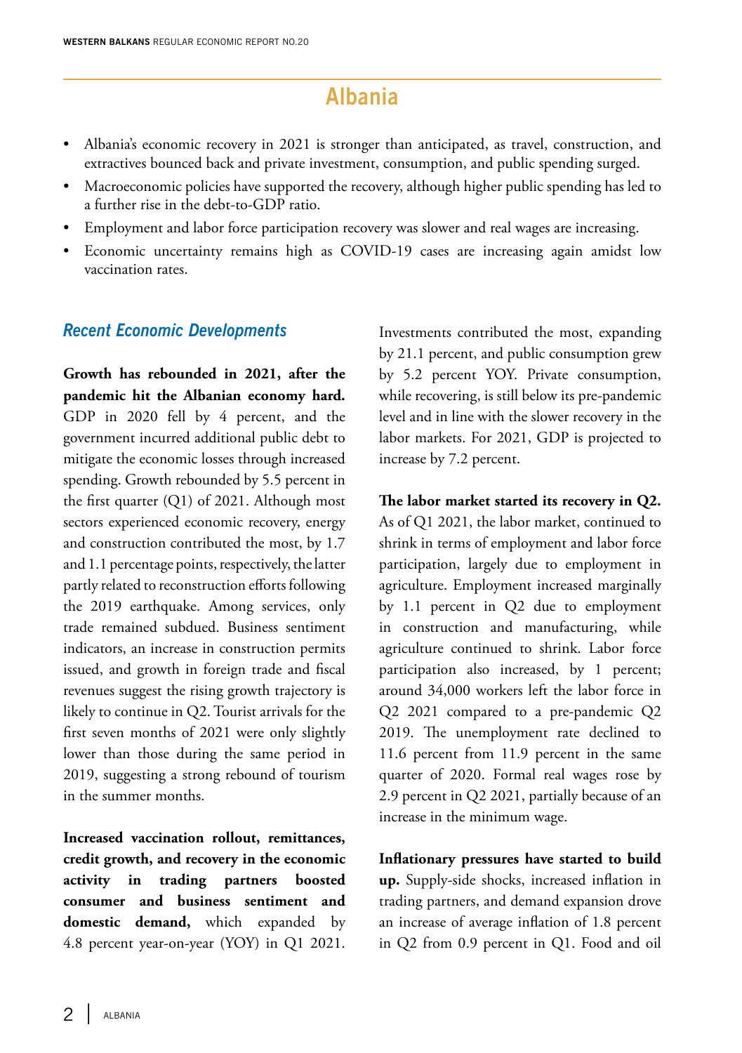# Albania

- Albania's economic recovery in 2021 is stronger than anticipated, as travel, construction, and extractives bounced back and private investment, consumption, and public spending surged.
- Macroeconomic policies have supported the recovery, although higher public spending has led to a further rise in the debt-to-GDP ratio.
- Employment and labor force participation recovery was slower and real wages are increasing.
- Economic uncertainty remains high as COVID-19 cases are increasing again amidst low vaccination rates.

## *Recent Economic Developments*

**Growth has rebounded in 2021, after the pandemic hit the Albanian economy hard.** GDP in 2020 fell by 4 percent, and the government incurred additional public debt to mitigate the economic losses through increased spending. Growth rebounded by 5.5 percent in the first quarter (Q1) of 2021. Although most sectors experienced economic recovery, energy and construction contributed the most, by 1.7 and 1.1 percentage points, respectively, the latter partly related to reconstruction efforts following the 2019 earthquake. Among services, only trade remained subdued. Business sentiment indicators, an increase in construction permits issued, and growth in foreign trade and fiscal revenues suggest the rising growth trajectory is likely to continue in Q2. Tourist arrivals for the first seven months of 2021 were only slightly lower than those during the same period in 2019, suggesting a strong rebound of tourism in the summer months.

**Increased vaccination rollout, remittances, credit growth, and recovery in the economic activity in trading partners boosted consumer and business sentiment and domestic demand,** which expanded by 4.8 percent year-on-year (YOY) in Q1 2021. Investments contributed the most, expanding by 21.1 percent, and public consumption grew by 5.2 percent YOY. Private consumption, while recovering, is still below its pre-pandemic level and in line with the slower recovery in the labor markets. For 2021, GDP is projected to increase by 7.2 percent.

**The labor market started its recovery in Q2.** As of Q1 2021, the labor market, continued to shrink in terms of employment and labor force participation, largely due to employment in agriculture. Employment increased marginally by 1.1 percent in Q2 due to employment in construction and manufacturing, while agriculture continued to shrink. Labor force participation also increased, by 1 percent; around 34,000 workers left the labor force in Q2 2021 compared to a pre-pandemic Q2 2019. The unemployment rate declined to 11.6 percent from 11.9 percent in the same quarter of 2020. Formal real wages rose by 2.9 percent in Q2 2021, partially because of an increase in the minimum wage.

**Inflationary pressures have started to build up.** Supply-side shocks, increased inflation in trading partners, and demand expansion drove an increase of average inflation of 1.8 percent in Q2 from 0.9 percent in Q1. Food and oil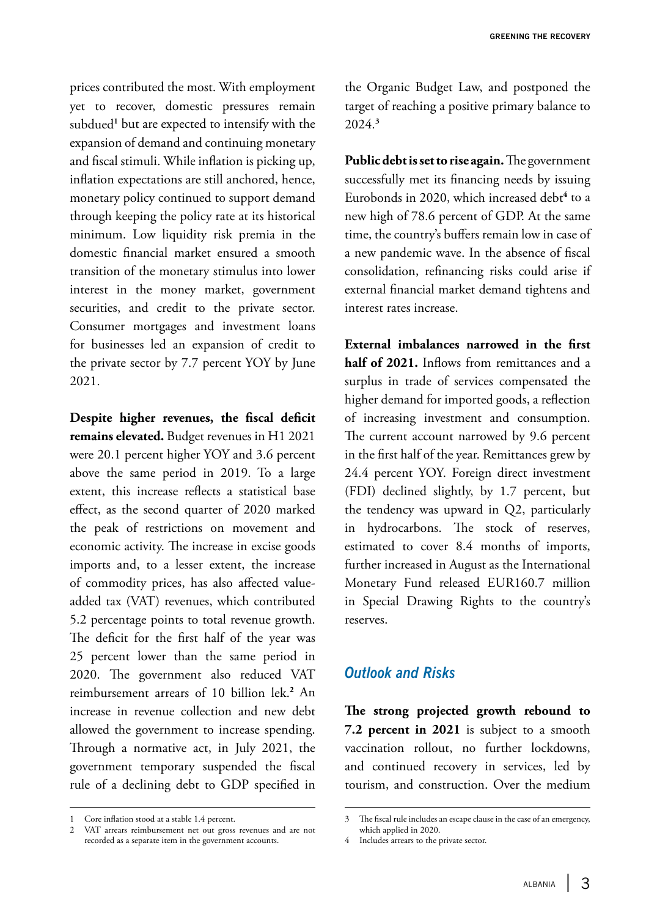prices contributed the most. With employment yet to recover, domestic pressures remain subdued[1] but are expected to intensify with the expansion of demand and continuing monetary and fiscal stimuli. While inflation is picking up, inflation expectations are still anchored, hence, monetary policy continued to support demand through keeping the policy rate at its historical minimum. Low liquidity risk premia in the domestic financial market ensured a smooth transition of the monetary stimulus into lower interest in the money market, government securities, and credit to the private sector. Consumer mortgages and investment loans for businesses led an expansion of credit to the private sector by 7.7 percent YOY by June 2021.

**Despite higher revenues, the fiscal deficit remains elevated.** Budget revenues in H1 2021 were 20.1 percent higher YOY and 3.6 percent above the same period in 2019. To a large extent, this increase reflects a statistical base effect, as the second quarter of 2020 marked the peak of restrictions on movement and economic activity. The increase in excise goods imports and, to a lesser extent, the increase of commodity prices, has also affected value-added tax (VAT) revenues, which contributed 5.2 percentage points to total revenue growth. The deficit for the first half of the year was 25 percent lower than the same period in 2020. The government also reduced VAT reimbursement arrears of 10 billion lek.[2] An increase in revenue collection and new debt allowed the government to increase spending. Through a normative act, in July 2021, the government temporary suspended the fiscal rule of a declining debt to GDP specified in the Organic Budget Law, and postponed the target of reaching a positive primary balance to 2024.[3]

**Public debt is set to rise again.** The government successfully met its financing needs by issuing Eurobonds in 2020, which increased debt[4] to a new high of 78.6 percent of GDP. At the same time, the country's buffers remain low in case of a new pandemic wave. In the absence of fiscal consolidation, refinancing risks could arise if external financial market demand tightens and interest rates increase.

**External imbalances narrowed in the first half of 2021.** Inflows from remittances and a surplus in trade of services compensated the higher demand for imported goods, a reflection of increasing investment and consumption. The current account narrowed by 9.6 percent in the first half of the year. Remittances grew by 24.4 percent YOY. Foreign direct investment (FDI) declined slightly, by 1.7 percent, but the tendency was upward in Q2, particularly in hydrocarbons. The stock of reserves, estimated to cover 8.4 months of imports, further increased in August as the International Monetary Fund released EUR160.7 million in Special Drawing Rights to the country's reserves.

## *Outlook and Risks*

**The strong projected growth rebound to 7.2 percent in 2021** is subject to a smooth vaccination rollout, no further lockdowns, and continued recovery in services, led by tourism, and construction. Over the medium

---

1 Core inflation stood at a stable 1.4 percent.

2 VAT arrears reimbursement net out gross revenues and are not recorded as a separate item in the government accounts.

3 The fiscal rule includes an escape clause in the case of an emergency, which applied in 2020.

4 Includes arrears to the private sector.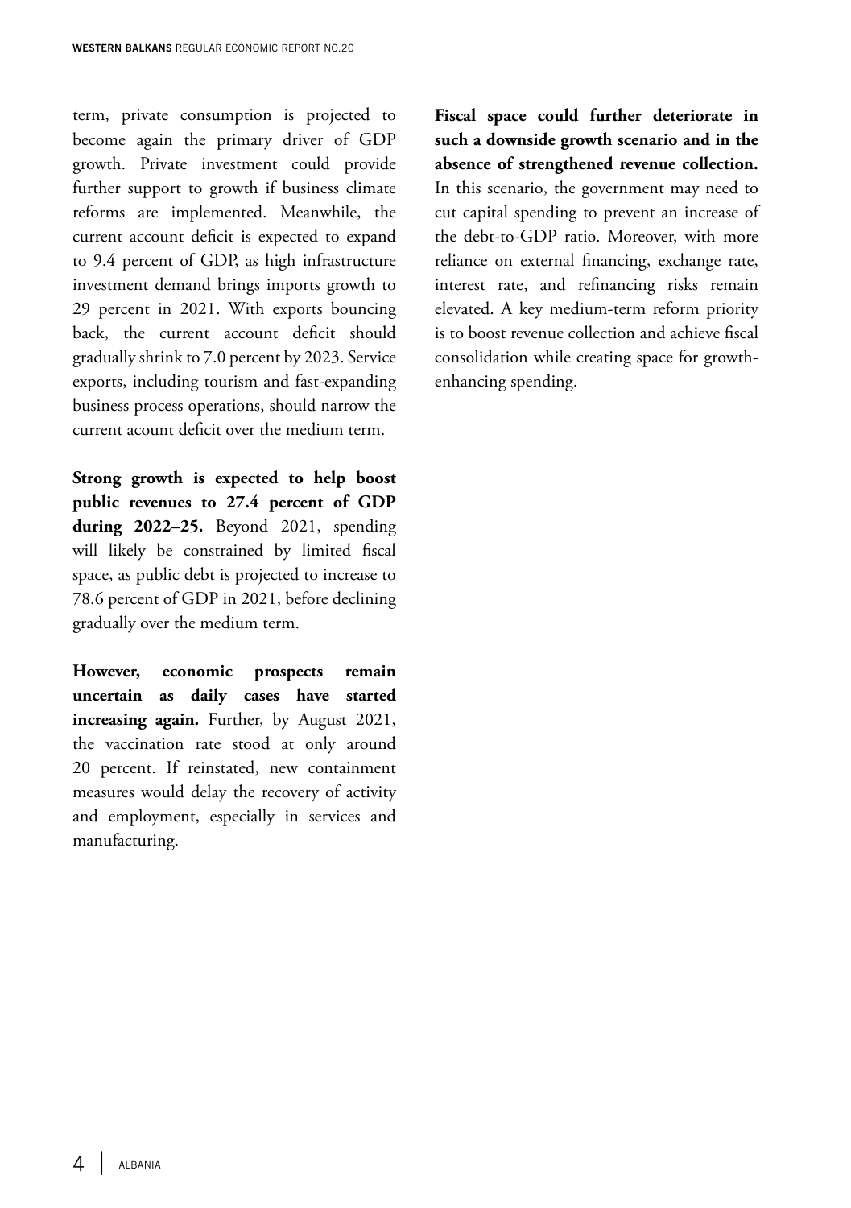term, private consumption is projected to become again the primary driver of GDP growth. Private investment could provide further support to growth if business climate reforms are implemented. Meanwhile, the current account deficit is expected to expand to 9.4 percent of GDP, as high infrastructure investment demand brings imports growth to 29 percent in 2021. With exports bouncing back, the current account deficit should gradually shrink to 7.0 percent by 2023. Service exports, including tourism and fast-expanding business process operations, should narrow the current acount deficit over the medium term.

**Strong growth is expected to help boost public revenues to 27.4 percent of GDP during 2022–25.** Beyond 2021, spending will likely be constrained by limited fiscal space, as public debt is projected to increase to 78.6 percent of GDP in 2021, before declining gradually over the medium term.

**However, economic prospects remain uncertain as daily cases have started increasing again.** Further, by August 2021, the vaccination rate stood at only around 20 percent. If reinstated, new containment measures would delay the recovery of activity and employment, especially in services and manufacturing.

**Fiscal space could further deteriorate in such a downside growth scenario and in the absence of strengthened revenue collection.** In this scenario, the government may need to cut capital spending to prevent an increase of the debt-to-GDP ratio. Moreover, with more reliance on external financing, exchange rate, interest rate, and refinancing risks remain elevated. A key medium-term reform priority is to boost revenue collection and achieve fiscal consolidation while creating space for growth-enhancing spending.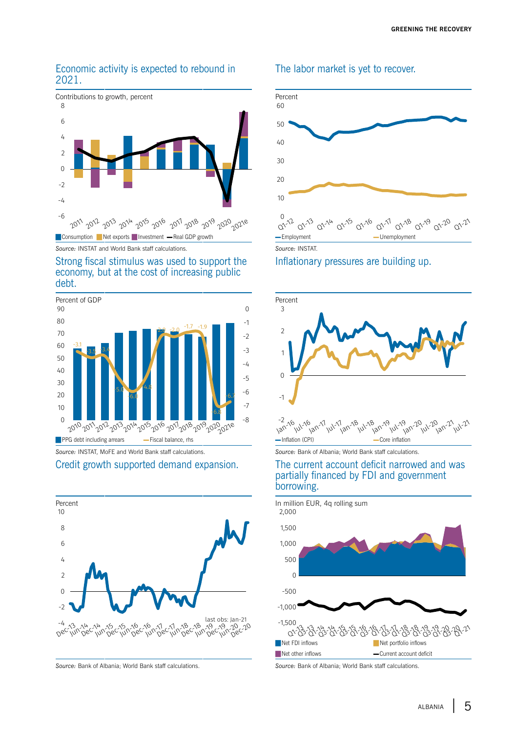## Economic activity is expected to rebound in 2021.

Contributions to growth, percent

Consumption | Net exports | Investment | Real GDP growth

*Source:* INSTAT and World Bank staff calculations.

## The labor market is yet to recover.

Percent

Employment | Unemployment

*Source:* INSTAT.

## Strong fiscal stimulus was used to support the economy, but at the cost of increasing public debt.

Percent of GDP

PPG debt including arrears | Fiscal balance, rhs

*Source:* INSTAT, MoFE and World Bank staff calculations.

## Inflationary pressures are building up.

Percent

Inflation (CPI) | Core inflation

*Source:* Bank of Albania; World Bank staff calculations.

## Credit growth supported demand expansion.

Percent

last obs: Jan-21

*Source:* Bank of Albania; World Bank staff calculations.

## The current account deficit narrowed and was partially financed by FDI and government borrowing.

In million EUR, 4q rolling sum

Net FDI inflows | Net portfolio inflows | Net other inflows | Current account deficit

*Source:* Bank of Albania; World Bank staff calculations.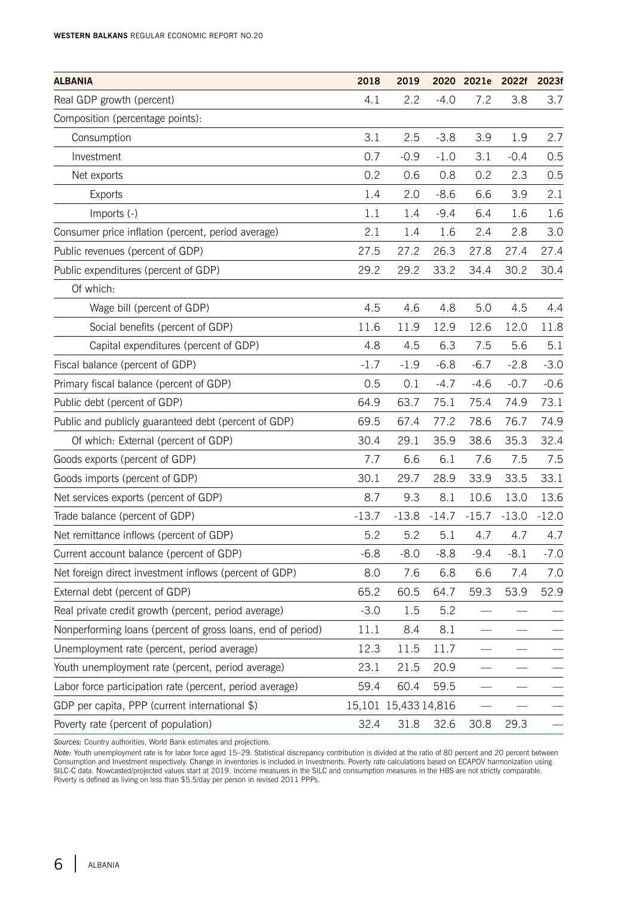| ALBANIA | 2018 | 2019 | 2020 | 2021e | 2022f | 2023f |
|---|---|---|---|---|---|---|
| Real GDP growth (percent) | 4.1 | 2.2 | -4.0 | 7.2 | 3.8 | 3.7 |
| Composition (percentage points): | | | | | | |
| Consumption | 3.1 | 2.5 | -3.8 | 3.9 | 1.9 | 2.7 |
| Investment | 0.7 | -0.9 | -1.0 | 3.1 | -0.4 | 0.5 |
| Net exports | 0.2 | 0.6 | 0.8 | 0.2 | 2.3 | 0.5 |
| Exports | 1.4 | 2.0 | -8.6 | 6.6 | 3.9 | 2.1 |
| Imports (-) | 1.1 | 1.4 | -9.4 | 6.4 | 1.6 | 1.6 |
| Consumer price inflation (percent, period average) | 2.1 | 1.4 | 1.6 | 2.4 | 2.8 | 3.0 |
| Public revenues (percent of GDP) | 27.5 | 27.2 | 26.3 | 27.8 | 27.4 | 27.4 |
| Public expenditures (percent of GDP) | 29.2 | 29.2 | 33.2 | 34.4 | 30.2 | 30.4 |
| Of which: | | | | | | |
| Wage bill (percent of GDP) | 4.5 | 4.6 | 4.8 | 5.0 | 4.5 | 4.4 |
| Social benefits (percent of GDP) | 11.6 | 11.9 | 12.9 | 12.6 | 12.0 | 11.8 |
| Capital expenditures (percent of GDP) | 4.8 | 4.5 | 6.3 | 7.5 | 5.6 | 5.1 |
| Fiscal balance (percent of GDP) | -1.7 | -1.9 | -6.8 | -6.7 | -2.8 | -3.0 |
| Primary fiscal balance (percent of GDP) | 0.5 | 0.1 | -4.7 | -4.6 | -0.7 | -0.6 |
| Public debt (percent of GDP) | 64.9 | 63.7 | 75.1 | 75.4 | 74.9 | 73.1 |
| Public and publicly guaranteed debt (percent of GDP) | 69.5 | 67.4 | 77.2 | 78.6 | 76.7 | 74.9 |
| Of which: External (percent of GDP) | 30.4 | 29.1 | 35.9 | 38.6 | 35.3 | 32.4 |
| Goods exports (percent of GDP) | 7.7 | 6.6 | 6.1 | 7.6 | 7.5 | 7.5 |
| Goods imports (percent of GDP) | 30.1 | 29.7 | 28.9 | 33.9 | 33.5 | 33.1 |
| Net services exports (percent of GDP) | 8.7 | 9.3 | 8.1 | 10.6 | 13.0 | 13.6 |
| Trade balance (percent of GDP) | -13.7 | -13.8 | -14.7 | -15.7 | -13.0 | -12.0 |
| Net remittance inflows (percent of GDP) | 5.2 | 5.2 | 5.1 | 4.7 | 4.7 | 4.7 |
| Current account balance (percent of GDP) | -6.8 | -8.0 | -8.8 | -9.4 | -8.1 | -7.0 |
| Net foreign direct investment inflows (percent of GDP) | 8.0 | 7.6 | 6.8 | 6.6 | 7.4 | 7.0 |
| External debt (percent of GDP) | 65.2 | 60.5 | 64.7 | 59.3 | 53.9 | 52.9 |
| Real private credit growth (percent, period average) | -3.0 | 1.5 | 5.2 | — | — | — |
| Nonperforming loans (percent of gross loans, end of period) | 11.1 | 8.4 | 8.1 | — | — | — |
| Unemployment rate (percent, period average) | 12.3 | 11.5 | 11.7 | — | — | — |
| Youth unemployment rate (percent, period average) | 23.1 | 21.5 | 20.9 | — | — | — |
| Labor force participation rate (percent, period average) | 59.4 | 60.4 | 59.5 | — | — | — |
| GDP per capita, PPP (current international $) | 15,101 | 15,433 | 14,816 | — | — | — |
| Poverty rate (percent of population) | 32.4 | 31.8 | 32.6 | 30.8 | 29.3 | — |

*Sources:* Country authorities, World Bank estimates and projections.

*Note:* Youth unemployment rate is for labor force aged 15–29. Statistical discrepancy contribution is divided at the ratio of 80 percent and 20 percent between Consumption and Investment respectively. Change in inventories is included in Investments. Poverty rate calculations based on ECAPOV harmonization using SILC-C data. Nowcasted/projected values start at 2019. Income measures in the SILC and consumption measures in the HBS are not strictly comparable. Poverty is defined as living on less than $5.5/day per person in revised 2011 PPPs.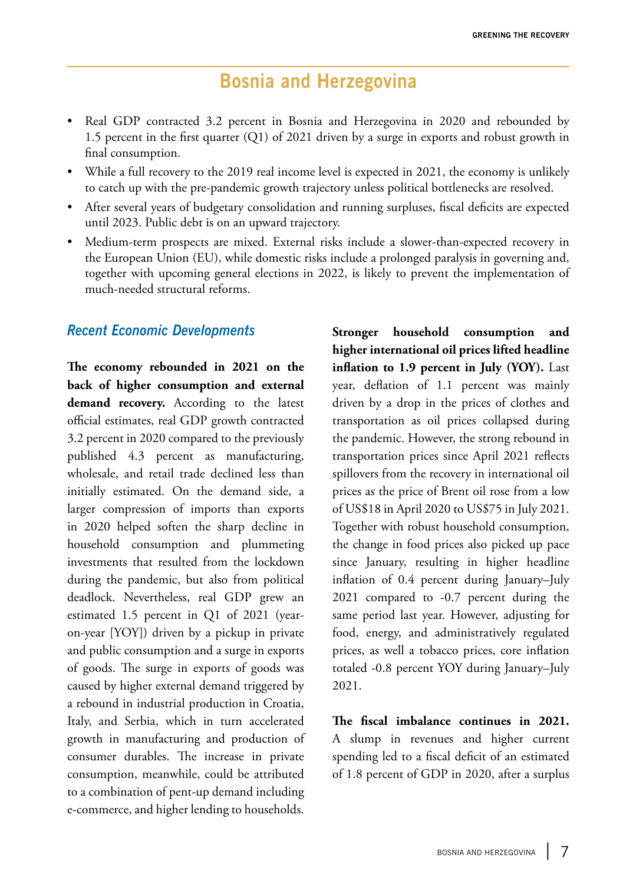# Bosnia and Herzegovina

- Real GDP contracted 3.2 percent in Bosnia and Herzegovina in 2020 and rebounded by 1.5 percent in the first quarter (Q1) of 2021 driven by a surge in exports and robust growth in final consumption.
- While a full recovery to the 2019 real income level is expected in 2021, the economy is unlikely to catch up with the pre-pandemic growth trajectory unless political bottlenecks are resolved.
- After several years of budgetary consolidation and running surpluses, fiscal deficits are expected until 2023. Public debt is on an upward trajectory.
- Medium-term prospects are mixed. External risks include a slower-than-expected recovery in the European Union (EU), while domestic risks include a prolonged paralysis in governing and, together with upcoming general elections in 2022, is likely to prevent the implementation of much-needed structural reforms.

## *Recent Economic Developments*

**The economy rebounded in 2021 on the back of higher consumption and external demand recovery.** According to the latest official estimates, real GDP growth contracted 3.2 percent in 2020 compared to the previously published 4.3 percent as manufacturing, wholesale, and retail trade declined less than initially estimated. On the demand side, a larger compression of imports than exports in 2020 helped soften the sharp decline in household consumption and plummeting investments that resulted from the lockdown during the pandemic, but also from political deadlock. Nevertheless, real GDP grew an estimated 1.5 percent in Q1 of 2021 (year-on-year [YOY]) driven by a pickup in private and public consumption and a surge in exports of goods. The surge in exports of goods was caused by higher external demand triggered by a rebound in industrial production in Croatia, Italy, and Serbia, which in turn accelerated growth in manufacturing and production of consumer durables. The increase in private consumption, meanwhile, could be attributed to a combination of pent-up demand including e-commerce, and higher lending to households.

**Stronger household consumption and higher international oil prices lifted headline inflation to 1.9 percent in July (YOY).** Last year, deflation of 1.1 percent was mainly driven by a drop in the prices of clothes and transportation as oil prices collapsed during the pandemic. However, the strong rebound in transportation prices since April 2021 reflects spillovers from the recovery in international oil prices as the price of Brent oil rose from a low of US$18 in April 2020 to US$75 in July 2021. Together with robust household consumption, the change in food prices also picked up pace since January, resulting in higher headline inflation of 0.4 percent during January–July 2021 compared to -0.7 percent during the same period last year. However, adjusting for food, energy, and administratively regulated prices, as well a tobacco prices, core inflation totaled -0.8 percent YOY during January–July 2021.

**The fiscal imbalance continues in 2021.** A slump in revenues and higher current spending led to a fiscal deficit of an estimated of 1.8 percent of GDP in 2020, after a surplus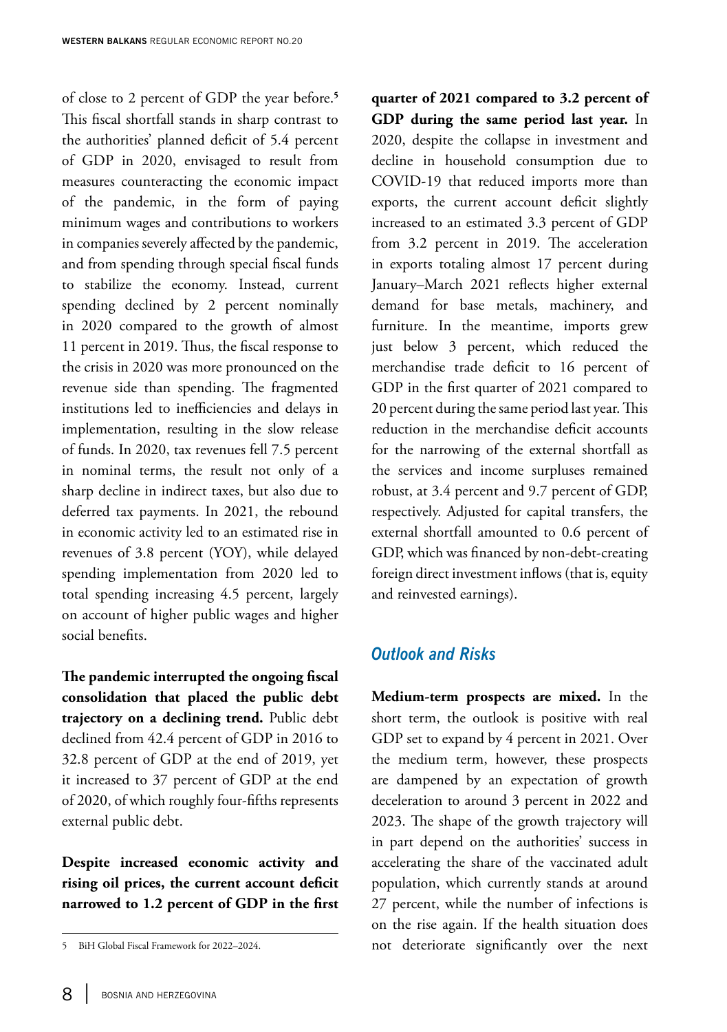of close to 2 percent of GDP the year before.[5] This fiscal shortfall stands in sharp contrast to the authorities' planned deficit of 5.4 percent of GDP in 2020, envisaged to result from measures counteracting the economic impact of the pandemic, in the form of paying minimum wages and contributions to workers in companies severely affected by the pandemic, and from spending through special fiscal funds to stabilize the economy. Instead, current spending declined by 2 percent nominally in 2020 compared to the growth of almost 11 percent in 2019. Thus, the fiscal response to the crisis in 2020 was more pronounced on the revenue side than spending. The fragmented institutions led to inefficiencies and delays in implementation, resulting in the slow release of funds. In 2020, tax revenues fell 7.5 percent in nominal terms, the result not only of a sharp decline in indirect taxes, but also due to deferred tax payments. In 2021, the rebound in economic activity led to an estimated rise in revenues of 3.8 percent (YOY), while delayed spending implementation from 2020 led to total spending increasing 4.5 percent, largely on account of higher public wages and higher social benefits.

**The pandemic interrupted the ongoing fiscal consolidation that placed the public debt trajectory on a declining trend.** Public debt declined from 42.4 percent of GDP in 2016 to 32.8 percent of GDP at the end of 2019, yet it increased to 37 percent of GDP at the end of 2020, of which roughly four-fifths represents external public debt.

**Despite increased economic activity and rising oil prices, the current account deficit narrowed to 1.2 percent of GDP in the first quarter of 2021 compared to 3.2 percent of GDP during the same period last year.** In 2020, despite the collapse in investment and decline in household consumption due to COVID-19 that reduced imports more than exports, the current account deficit slightly increased to an estimated 3.3 percent of GDP from 3.2 percent in 2019. The acceleration in exports totaling almost 17 percent during January–March 2021 reflects higher external demand for base metals, machinery, and furniture. In the meantime, imports grew just below 3 percent, which reduced the merchandise trade deficit to 16 percent of GDP in the first quarter of 2021 compared to 20 percent during the same period last year. This reduction in the merchandise deficit accounts for the narrowing of the external shortfall as the services and income surpluses remained robust, at 3.4 percent and 9.7 percent of GDP, respectively. Adjusted for capital transfers, the external shortfall amounted to 0.6 percent of GDP, which was financed by non-debt-creating foreign direct investment inflows (that is, equity and reinvested earnings).

## *Outlook and Risks*

**Medium-term prospects are mixed.** In the short term, the outlook is positive with real GDP set to expand by 4 percent in 2021. Over the medium term, however, these prospects are dampened by an expectation of growth deceleration to around 3 percent in 2022 and 2023. The shape of the growth trajectory will in part depend on the authorities' success in accelerating the share of the vaccinated adult population, which currently stands at around 27 percent, while the number of infections is on the rise again. If the health situation does not deteriorate significantly over the next

[5] BiH Global Fiscal Framework for 2022–2024.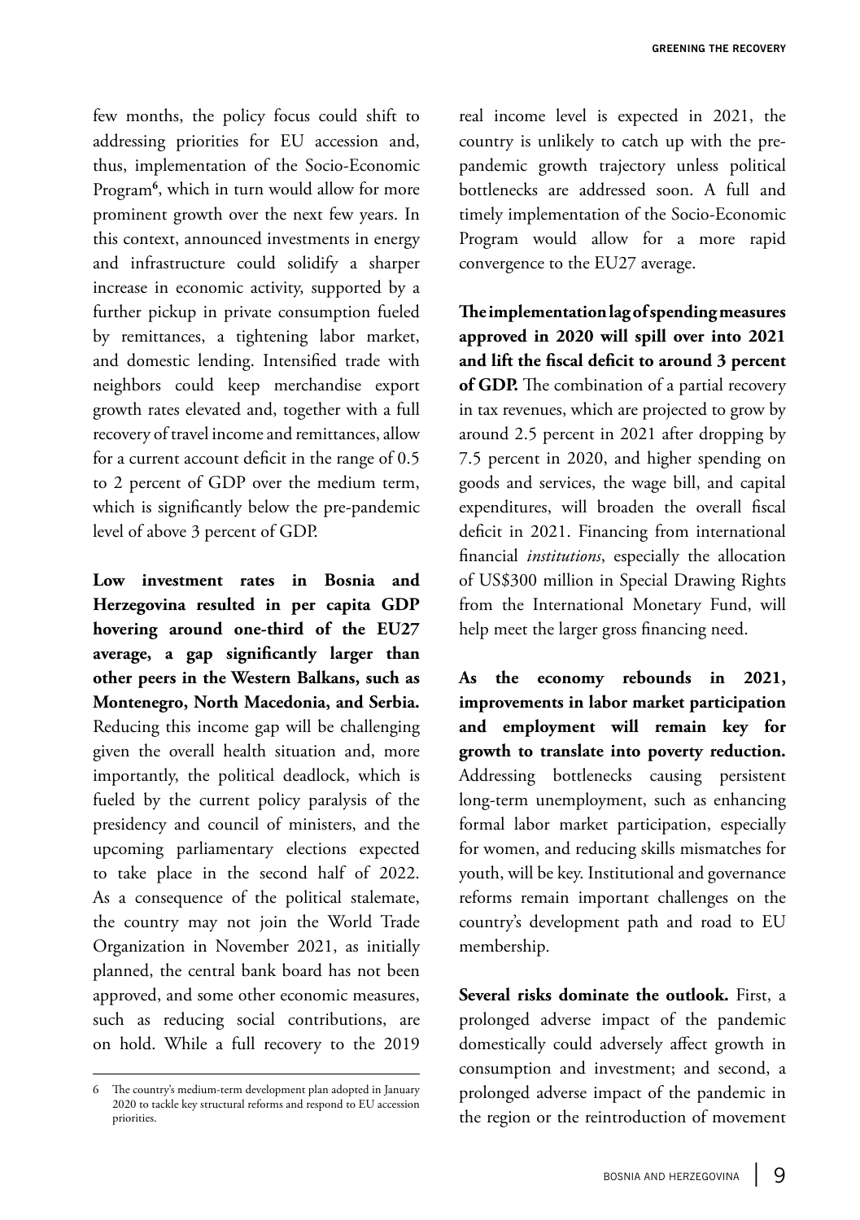few months, the policy focus could shift to addressing priorities for EU accession and, thus, implementation of the Socio-Economic Program[6], which in turn would allow for more prominent growth over the next few years. In this context, announced investments in energy and infrastructure could solidify a sharper increase in economic activity, supported by a further pickup in private consumption fueled by remittances, a tightening labor market, and domestic lending. Intensified trade with neighbors could keep merchandise export growth rates elevated and, together with a full recovery of travel income and remittances, allow for a current account deficit in the range of 0.5 to 2 percent of GDP over the medium term, which is significantly below the pre-pandemic level of above 3 percent of GDP.

**Low investment rates in Bosnia and Herzegovina resulted in per capita GDP hovering around one-third of the EU27 average, a gap significantly larger than other peers in the Western Balkans, such as Montenegro, North Macedonia, and Serbia.** Reducing this income gap will be challenging given the overall health situation and, more importantly, the political deadlock, which is fueled by the current policy paralysis of the presidency and council of ministers, and the upcoming parliamentary elections expected to take place in the second half of 2022. As a consequence of the political stalemate, the country may not join the World Trade Organization in November 2021, as initially planned, the central bank board has not been approved, and some other economic measures, such as reducing social contributions, are on hold. While a full recovery to the 2019 real income level is expected in 2021, the country is unlikely to catch up with the pre-pandemic growth trajectory unless political bottlenecks are addressed soon. A full and timely implementation of the Socio-Economic Program would allow for a more rapid convergence to the EU27 average.

**The implementation lag of spending measures approved in 2020 will spill over into 2021 and lift the fiscal deficit to around 3 percent of GDP.** The combination of a partial recovery in tax revenues, which are projected to grow by around 2.5 percent in 2021 after dropping by 7.5 percent in 2020, and higher spending on goods and services, the wage bill, and capital expenditures, will broaden the overall fiscal deficit in 2021. Financing from international financial *institutions*, especially the allocation of US$300 million in Special Drawing Rights from the International Monetary Fund, will help meet the larger gross financing need.

**As the economy rebounds in 2021, improvements in labor market participation and employment will remain key for growth to translate into poverty reduction.** Addressing bottlenecks causing persistent long-term unemployment, such as enhancing formal labor market participation, especially for women, and reducing skills mismatches for youth, will be key. Institutional and governance reforms remain important challenges on the country's development path and road to EU membership.

**Several risks dominate the outlook.** First, a prolonged adverse impact of the pandemic domestically could adversely affect growth in consumption and investment; and second, a prolonged adverse impact of the pandemic in the region or the reintroduction of movement

[6] The country's medium-term development plan adopted in January 2020 to tackle key structural reforms and respond to EU accession priorities.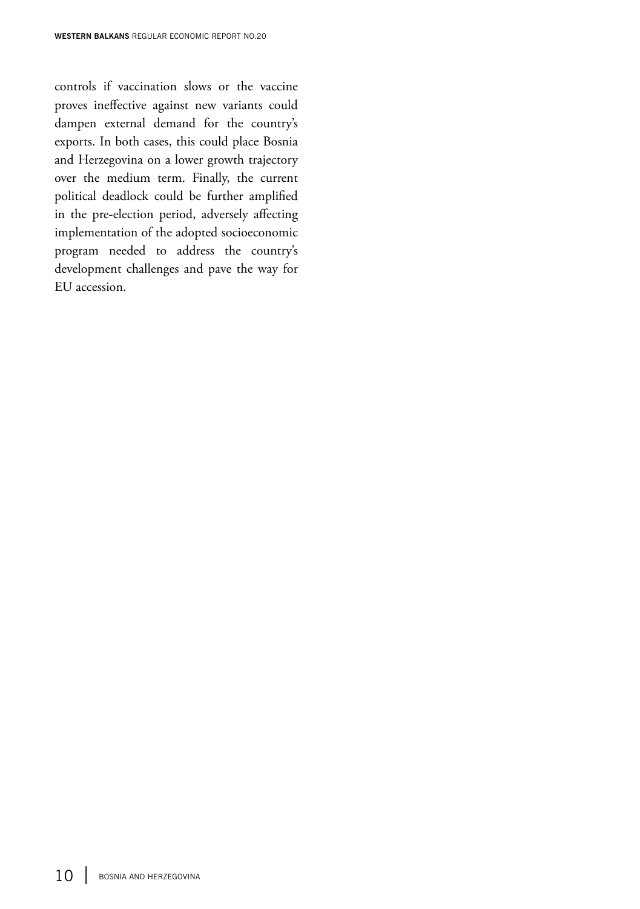controls if vaccination slows or the vaccine proves ineffective against new variants could dampen external demand for the country's exports. In both cases, this could place Bosnia and Herzegovina on a lower growth trajectory over the medium term. Finally, the current political deadlock could be further amplified in the pre-election period, adversely affecting implementation of the adopted socioeconomic program needed to address the country's development challenges and pave the way for EU accession.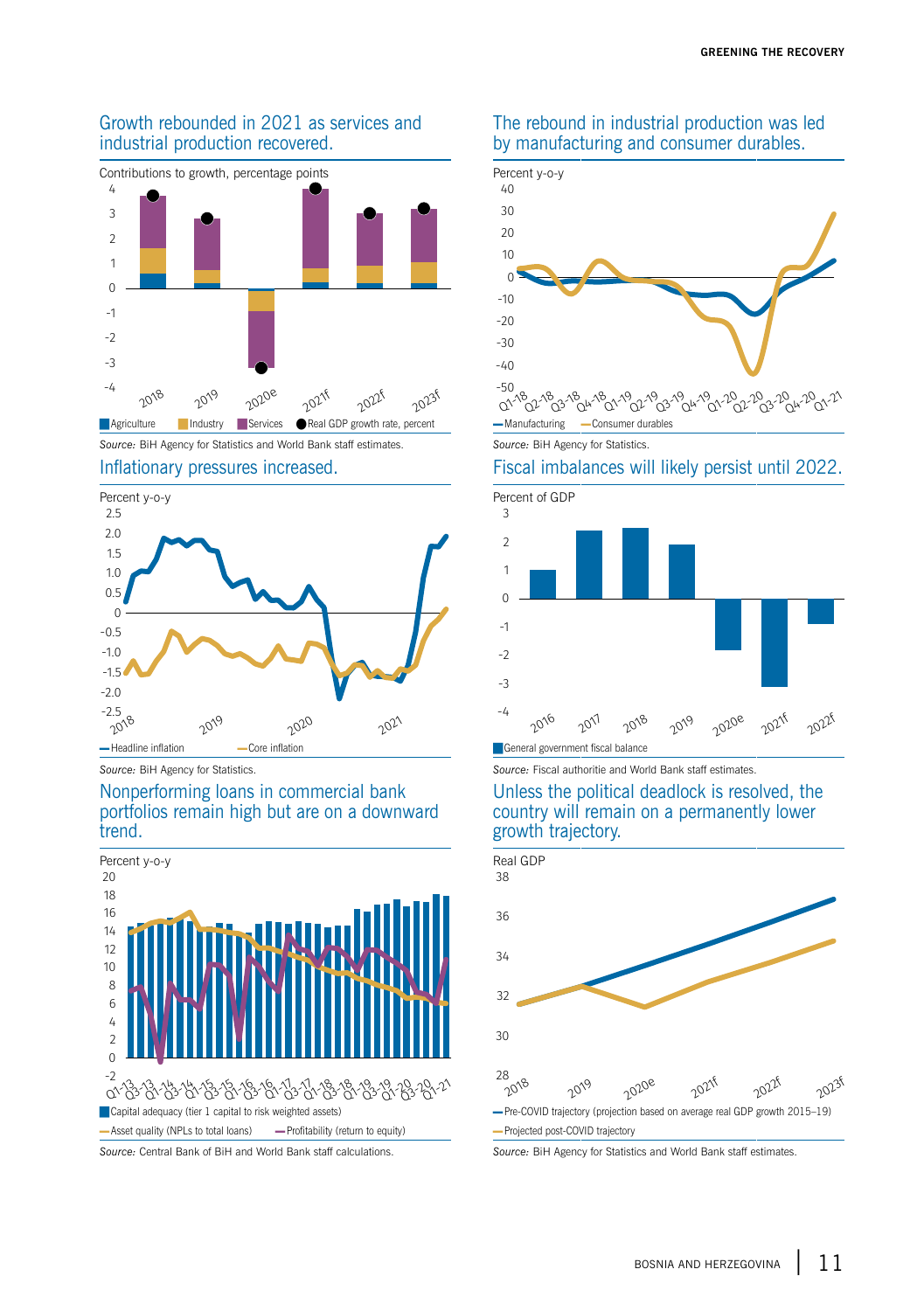### Growth rebounded in 2021 as services and industrial production recovered.

Contributions to growth, percentage points

Agriculture | Industry | Services | Real GDP growth rate, percent

*Source:* BiH Agency for Statistics and World Bank staff estimates.

### The rebound in industrial production was led by manufacturing and consumer durables.

Percent y-o-y

Manufacturing | Consumer durables

*Source:* BiH Agency for Statistics.

### Inflationary pressures increased.

Percent y-o-y

Headline inflation | Core inflation

*Source:* BiH Agency for Statistics.

### Fiscal imbalances will likely persist until 2022.

Percent of GDP

General government fiscal balance

*Source:* Fiscal authoritie and World Bank staff estimates.

### Nonperforming loans in commercial bank portfolios remain high but are on a downward trend.

Percent y-o-y

Capital adequacy (tier 1 capital to risk weighted assets) | Asset quality (NPLs to total loans) | Profitability (return to equity)

*Source:* Central Bank of BiH and World Bank staff calculations.

### Unless the political deadlock is resolved, the country will remain on a permanently lower growth trajectory.

Real GDP

Pre-COVID trajectory (projection based on average real GDP growth 2015–19) | Projected post-COVID trajectory

*Source:* BiH Agency for Statistics and World Bank staff estimates.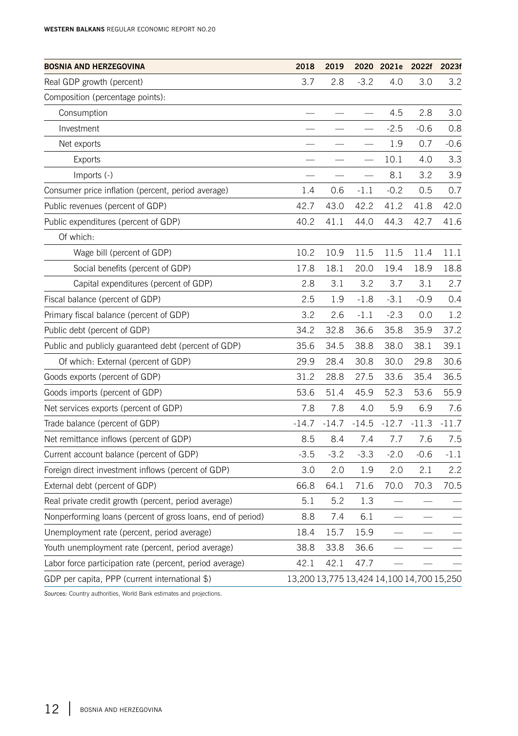| BOSNIA AND HERZEGOVINA | 2018 | 2019 | 2020 | 2021e | 2022f | 2023f |
|---|---|---|---|---|---|---|
| Real GDP growth (percent) | 3.7 | 2.8 | -3.2 | 4.0 | 3.0 | 3.2 |
| Composition (percentage points): | | | | | | |
| Consumption | — | — | — | 4.5 | 2.8 | 3.0 |
| Investment | — | — | — | -2.5 | -0.6 | 0.8 |
| Net exports | — | — | — | 1.9 | 0.7 | -0.6 |
| Exports | — | — | — | 10.1 | 4.0 | 3.3 |
| Imports (-) | — | — | — | 8.1 | 3.2 | 3.9 |
| Consumer price inflation (percent, period average) | 1.4 | 0.6 | -1.1 | -0.2 | 0.5 | 0.7 |
| Public revenues (percent of GDP) | 42.7 | 43.0 | 42.2 | 41.2 | 41.8 | 42.0 |
| Public expenditures (percent of GDP) | 40.2 | 41.1 | 44.0 | 44.3 | 42.7 | 41.6 |
| Of which: | | | | | | |
| Wage bill (percent of GDP) | 10.2 | 10.9 | 11.5 | 11.5 | 11.4 | 11.1 |
| Social benefits (percent of GDP) | 17.8 | 18.1 | 20.0 | 19.4 | 18.9 | 18.8 |
| Capital expenditures (percent of GDP) | 2.8 | 3.1 | 3.2 | 3.7 | 3.1 | 2.7 |
| Fiscal balance (percent of GDP) | 2.5 | 1.9 | -1.8 | -3.1 | -0.9 | 0.4 |
| Primary fiscal balance (percent of GDP) | 3.2 | 2.6 | -1.1 | -2.3 | 0.0 | 1.2 |
| Public debt (percent of GDP) | 34.2 | 32.8 | 36.6 | 35.8 | 35.9 | 37.2 |
| Public and publicly guaranteed debt (percent of GDP) | 35.6 | 34.5 | 38.8 | 38.0 | 38.1 | 39.1 |
| Of which: External (percent of GDP) | 29.9 | 28.4 | 30.8 | 30.0 | 29.8 | 30.6 |
| Goods exports (percent of GDP) | 31.2 | 28.8 | 27.5 | 33.6 | 35.4 | 36.5 |
| Goods imports (percent of GDP) | 53.6 | 51.4 | 45.9 | 52.3 | 53.6 | 55.9 |
| Net services exports (percent of GDP) | 7.8 | 7.8 | 4.0 | 5.9 | 6.9 | 7.6 |
| Trade balance (percent of GDP) | -14.7 | -14.7 | -14.5 | -12.7 | -11.3 | -11.7 |
| Net remittance inflows (percent of GDP) | 8.5 | 8.4 | 7.4 | 7.7 | 7.6 | 7.5 |
| Current account balance (percent of GDP) | -3.5 | -3.2 | -3.3 | -2.0 | -0.6 | -1.1 |
| Foreign direct investment inflows (percent of GDP) | 3.0 | 2.0 | 1.9 | 2.0 | 2.1 | 2.2 |
| External debt (percent of GDP) | 66.8 | 64.1 | 71.6 | 70.0 | 70.3 | 70.5 |
| Real private credit growth (percent, period average) | 5.1 | 5.2 | 1.3 | — | — | — |
| Nonperforming loans (percent of gross loans, end of period) | 8.8 | 7.4 | 6.1 | — | — | — |
| Unemployment rate (percent, period average) | 18.4 | 15.7 | 15.9 | — | — | — |
| Youth unemployment rate (percent, period average) | 38.8 | 33.8 | 36.6 | — | — | — |
| Labor force participation rate (percent, period average) | 42.1 | 42.1 | 47.7 | — | — | — |
| GDP per capita, PPP (current international $) | 13,200 | 13,775 | 13,424 | 14,100 | 14,700 | 15,250 |

*Sources:* Country authorities, World Bank estimates and projections.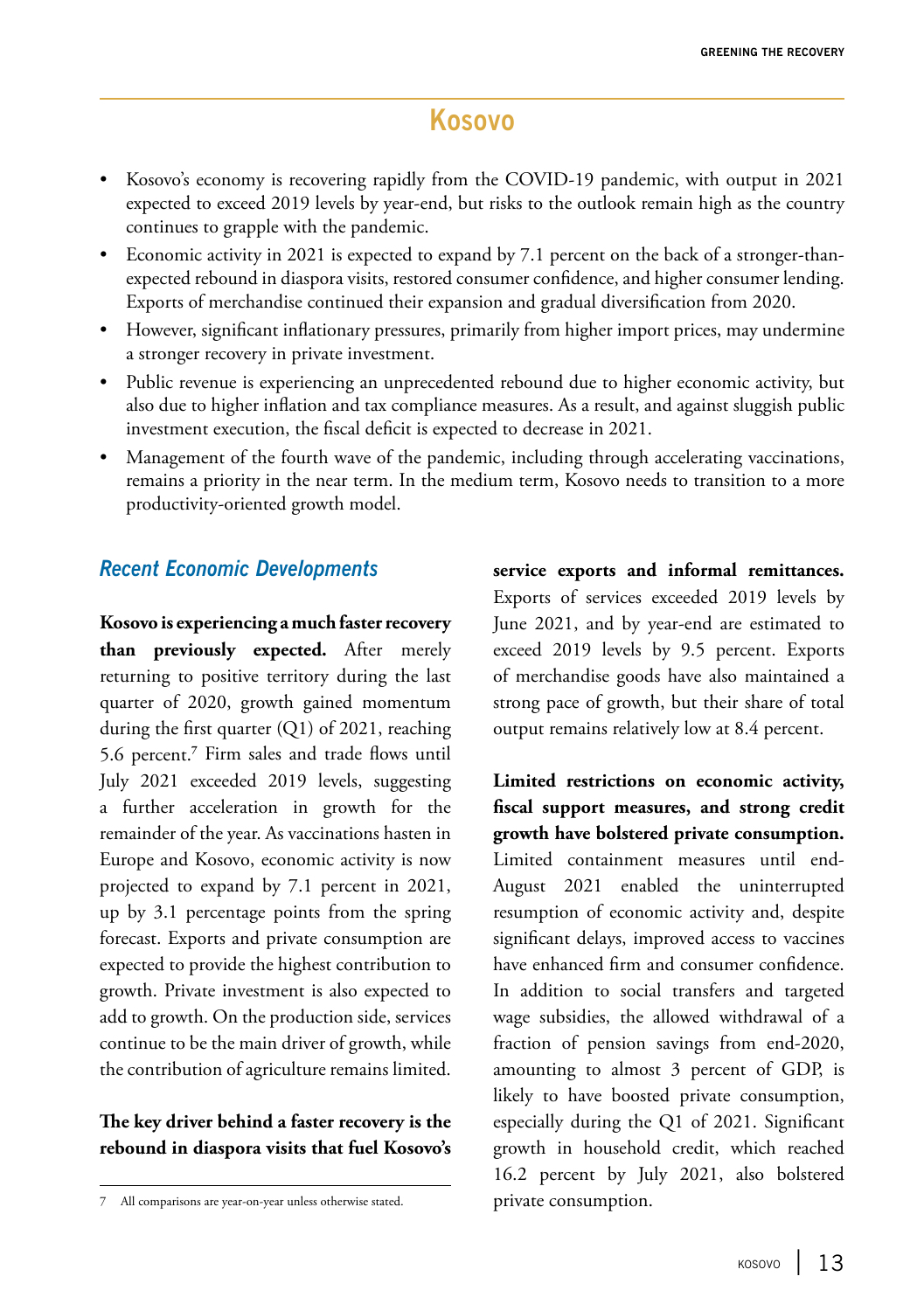# Kosovo

- Kosovo's economy is recovering rapidly from the COVID-19 pandemic, with output in 2021 expected to exceed 2019 levels by year-end, but risks to the outlook remain high as the country continues to grapple with the pandemic.
- Economic activity in 2021 is expected to expand by 7.1 percent on the back of a stronger-than-expected rebound in diaspora visits, restored consumer confidence, and higher consumer lending. Exports of merchandise continued their expansion and gradual diversification from 2020.
- However, significant inflationary pressures, primarily from higher import prices, may undermine a stronger recovery in private investment.
- Public revenue is experiencing an unprecedented rebound due to higher economic activity, but also due to higher inflation and tax compliance measures. As a result, and against sluggish public investment execution, the fiscal deficit is expected to decrease in 2021.
- Management of the fourth wave of the pandemic, including through accelerating vaccinations, remains a priority in the near term. In the medium term, Kosovo needs to transition to a more productivity-oriented growth model.

## *Recent Economic Developments*

**Kosovo is experiencing a much faster recovery than previously expected.** After merely returning to positive territory during the last quarter of 2020, growth gained momentum during the first quarter (Q1) of 2021, reaching 5.6 percent.[7] Firm sales and trade flows until July 2021 exceeded 2019 levels, suggesting a further acceleration in growth for the remainder of the year. As vaccinations hasten in Europe and Kosovo, economic activity is now projected to expand by 7.1 percent in 2021, up by 3.1 percentage points from the spring forecast. Exports and private consumption are expected to provide the highest contribution to growth. Private investment is also expected to add to growth. On the production side, services continue to be the main driver of growth, while the contribution of agriculture remains limited.

**The key driver behind a faster recovery is the rebound in diaspora visits that fuel Kosovo's service exports and informal remittances.** Exports of services exceeded 2019 levels by June 2021, and by year-end are estimated to exceed 2019 levels by 9.5 percent. Exports of merchandise goods have also maintained a strong pace of growth, but their share of total output remains relatively low at 8.4 percent.

**Limited restrictions on economic activity, fiscal support measures, and strong credit growth have bolstered private consumption.** Limited containment measures until end-August 2021 enabled the uninterrupted resumption of economic activity and, despite significant delays, improved access to vaccines have enhanced firm and consumer confidence. In addition to social transfers and targeted wage subsidies, the allowed withdrawal of a fraction of pension savings from end-2020, amounting to almost 3 percent of GDP, is likely to have boosted private consumption, especially during the Q1 of 2021. Significant growth in household credit, which reached 16.2 percent by July 2021, also bolstered private consumption.

7 All comparisons are year-on-year unless otherwise stated.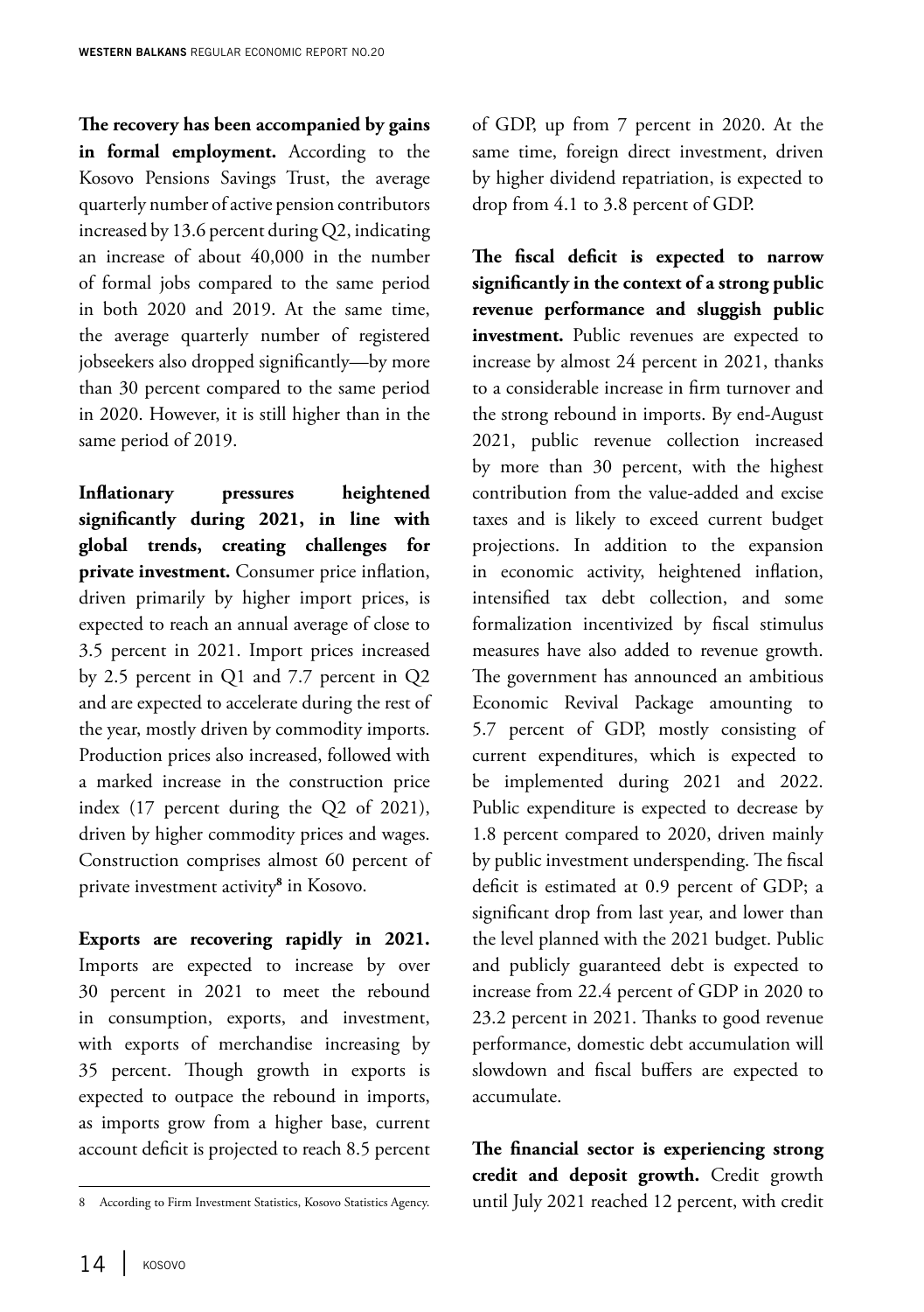**The recovery has been accompanied by gains in formal employment.** According to the Kosovo Pensions Savings Trust, the average quarterly number of active pension contributors increased by 13.6 percent during Q2, indicating an increase of about 40,000 in the number of formal jobs compared to the same period in both 2020 and 2019. At the same time, the average quarterly number of registered jobseekers also dropped significantly—by more than 30 percent compared to the same period in 2020. However, it is still higher than in the same period of 2019.

**Inflationary pressures heightened significantly during 2021, in line with global trends, creating challenges for private investment.** Consumer price inflation, driven primarily by higher import prices, is expected to reach an annual average of close to 3.5 percent in 2021. Import prices increased by 2.5 percent in Q1 and 7.7 percent in Q2 and are expected to accelerate during the rest of the year, mostly driven by commodity imports. Production prices also increased, followed with a marked increase in the construction price index (17 percent during the Q2 of 2021), driven by higher commodity prices and wages. Construction comprises almost 60 percent of private investment activity[8] in Kosovo.

**Exports are recovering rapidly in 2021.** Imports are expected to increase by over 30 percent in 2021 to meet the rebound in consumption, exports, and investment, with exports of merchandise increasing by 35 percent. Though growth in exports is expected to outpace the rebound in imports, as imports grow from a higher base, current account deficit is projected to reach 8.5 percent of GDP, up from 7 percent in 2020. At the same time, foreign direct investment, driven by higher dividend repatriation, is expected to drop from 4.1 to 3.8 percent of GDP.

**The fiscal deficit is expected to narrow significantly in the context of a strong public revenue performance and sluggish public investment.** Public revenues are expected to increase by almost 24 percent in 2021, thanks to a considerable increase in firm turnover and the strong rebound in imports. By end-August 2021, public revenue collection increased by more than 30 percent, with the highest contribution from the value-added and excise taxes and is likely to exceed current budget projections. In addition to the expansion in economic activity, heightened inflation, intensified tax debt collection, and some formalization incentivized by fiscal stimulus measures have also added to revenue growth. The government has announced an ambitious Economic Revival Package amounting to 5.7 percent of GDP, mostly consisting of current expenditures, which is expected to be implemented during 2021 and 2022. Public expenditure is expected to decrease by 1.8 percent compared to 2020, driven mainly by public investment underspending. The fiscal deficit is estimated at 0.9 percent of GDP; a significant drop from last year, and lower than the level planned with the 2021 budget. Public and publicly guaranteed debt is expected to increase from 22.4 percent of GDP in 2020 to 23.2 percent in 2021. Thanks to good revenue performance, domestic debt accumulation will slowdown and fiscal buffers are expected to accumulate.

**The financial sector is experiencing strong credit and deposit growth.** Credit growth until July 2021 reached 12 percent, with credit

8 According to Firm Investment Statistics, Kosovo Statistics Agency.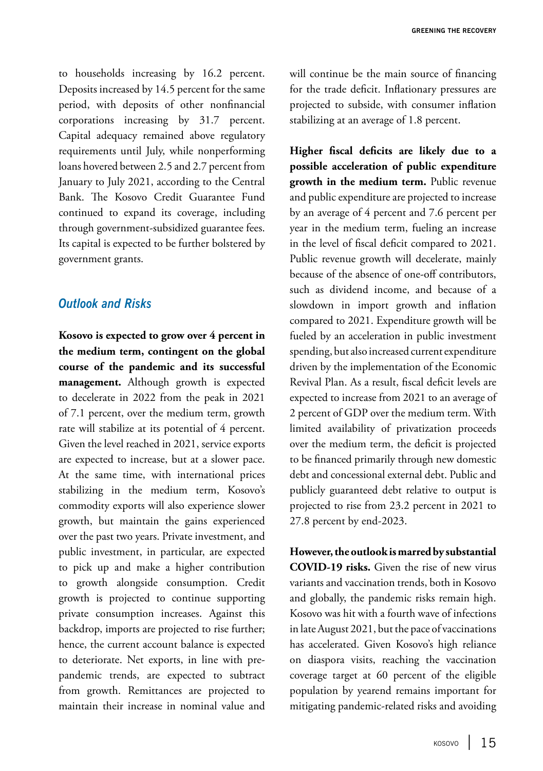to households increasing by 16.2 percent. Deposits increased by 14.5 percent for the same period, with deposits of other nonfinancial corporations increasing by 31.7 percent. Capital adequacy remained above regulatory requirements until July, while nonperforming loans hovered between 2.5 and 2.7 percent from January to July 2021, according to the Central Bank. The Kosovo Credit Guarantee Fund continued to expand its coverage, including through government-subsidized guarantee fees. Its capital is expected to be further bolstered by government grants.

## Outlook and Risks

**Kosovo is expected to grow over 4 percent in the medium term, contingent on the global course of the pandemic and its successful management.** Although growth is expected to decelerate in 2022 from the peak in 2021 of 7.1 percent, over the medium term, growth rate will stabilize at its potential of 4 percent. Given the level reached in 2021, service exports are expected to increase, but at a slower pace. At the same time, with international prices stabilizing in the medium term, Kosovo's commodity exports will also experience slower growth, but maintain the gains experienced over the past two years. Private investment, and public investment, in particular, are expected to pick up and make a higher contribution to growth alongside consumption. Credit growth is projected to continue supporting private consumption increases. Against this backdrop, imports are projected to rise further; hence, the current account balance is expected to deteriorate. Net exports, in line with pre-pandemic trends, are expected to subtract from growth. Remittances are projected to maintain their increase in nominal value and will continue be the main source of financing for the trade deficit. Inflationary pressures are projected to subside, with consumer inflation stabilizing at an average of 1.8 percent.

**Higher fiscal deficits are likely due to a possible acceleration of public expenditure growth in the medium term.** Public revenue and public expenditure are projected to increase by an average of 4 percent and 7.6 percent per year in the medium term, fueling an increase in the level of fiscal deficit compared to 2021. Public revenue growth will decelerate, mainly because of the absence of one-off contributors, such as dividend income, and because of a slowdown in import growth and inflation compared to 2021. Expenditure growth will be fueled by an acceleration in public investment spending, but also increased current expenditure driven by the implementation of the Economic Revival Plan. As a result, fiscal deficit levels are expected to increase from 2021 to an average of 2 percent of GDP over the medium term. With limited availability of privatization proceeds over the medium term, the deficit is projected to be financed primarily through new domestic debt and concessional external debt. Public and publicly guaranteed debt relative to output is projected to rise from 23.2 percent in 2021 to 27.8 percent by end-2023.

**However, the outlook is marred by substantial COVID-19 risks.** Given the rise of new virus variants and vaccination trends, both in Kosovo and globally, the pandemic risks remain high. Kosovo was hit with a fourth wave of infections in late August 2021, but the pace of vaccinations has accelerated. Given Kosovo's high reliance on diaspora visits, reaching the vaccination coverage target at 60 percent of the eligible population by yearend remains important for mitigating pandemic-related risks and avoiding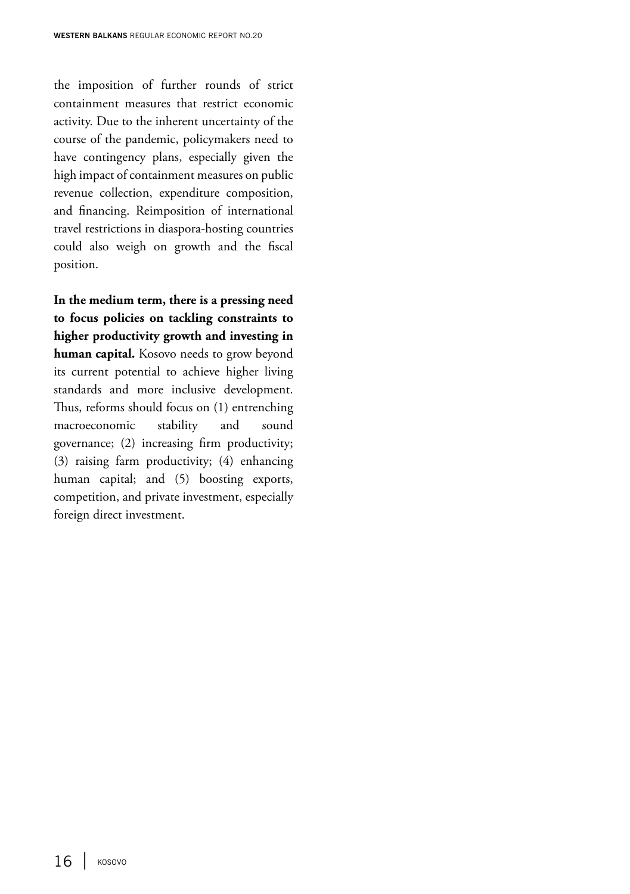the imposition of further rounds of strict containment measures that restrict economic activity. Due to the inherent uncertainty of the course of the pandemic, policymakers need to have contingency plans, especially given the high impact of containment measures on public revenue collection, expenditure composition, and financing. Reimposition of international travel restrictions in diaspora-hosting countries could also weigh on growth and the fiscal position.

**In the medium term, there is a pressing need to focus policies on tackling constraints to higher productivity growth and investing in human capital.** Kosovo needs to grow beyond its current potential to achieve higher living standards and more inclusive development. Thus, reforms should focus on (1) entrenching macroeconomic stability and sound governance; (2) increasing firm productivity; (3) raising farm productivity; (4) enhancing human capital; and (5) boosting exports, competition, and private investment, especially foreign direct investment.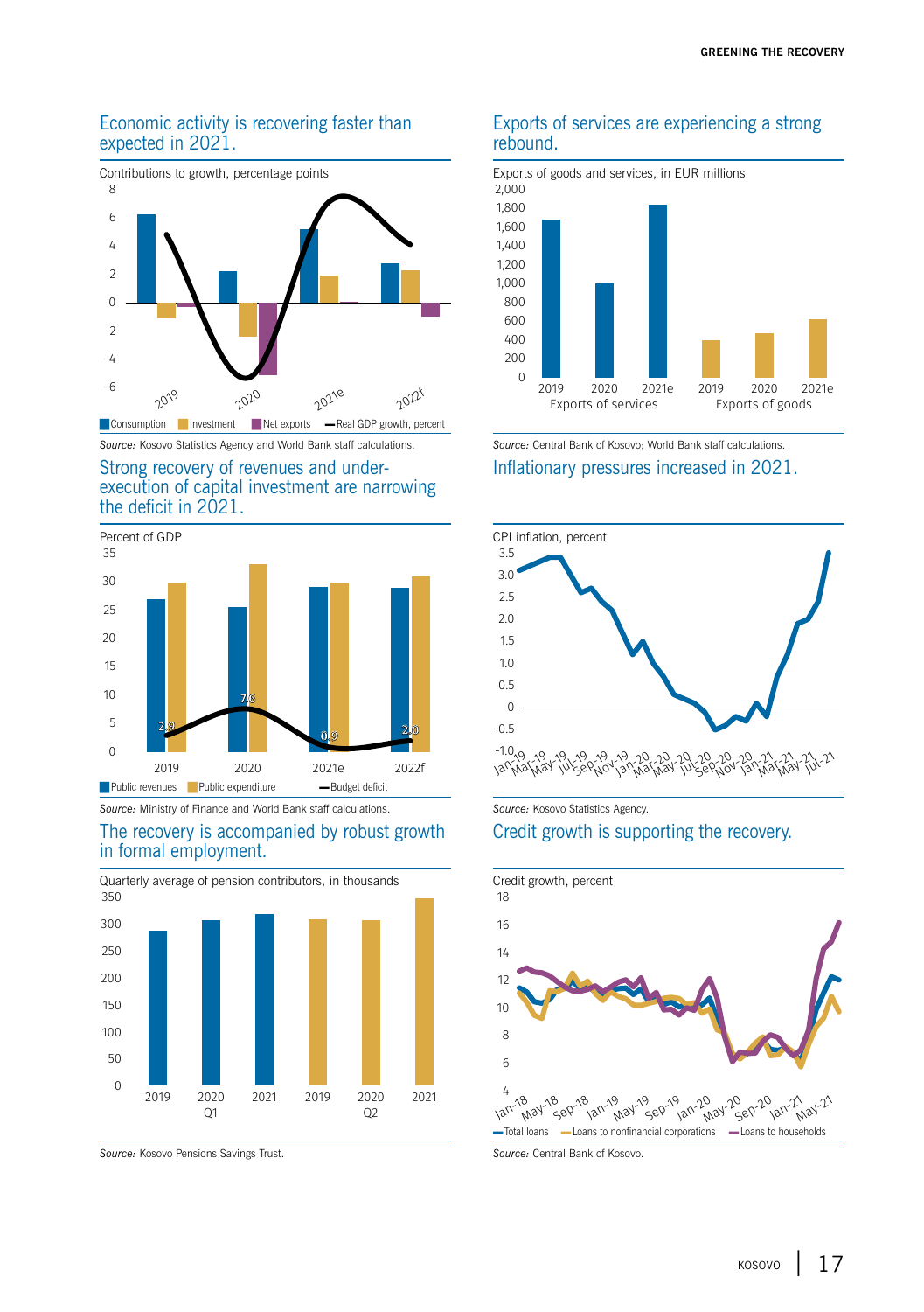## Economic activity is recovering faster than expected in 2021.

Contributions to growth, percentage points

Consumption | Investment | Net exports | Real GDP growth, percent

*Source:* Kosovo Statistics Agency and World Bank staff calculations.

## Exports of services are experiencing a strong rebound.

Exports of goods and services, in EUR millions

*Source:* Central Bank of Kosovo; World Bank staff calculations.

## Strong recovery of revenues and under-execution of capital investment are narrowing the deficit in 2021.

Percent of GDP

| | 2019 | 2020 | 2021e | 2022f |
|---|---|---|---|---|
| Budget deficit | 2.9 | 7.6 | 0.9 | 2.0 |

Public revenues | Public expenditure | Budget deficit

*Source:* Ministry of Finance and World Bank staff calculations.

## Inflationary pressures increased in 2021.

CPI inflation, percent

*Source:* Kosovo Statistics Agency.

## The recovery is accompanied by robust growth in formal employment.

Quarterly average of pension contributors, in thousands

*Source:* Kosovo Pensions Savings Trust.

## Credit growth is supporting the recovery.

Credit growth, percent

Total loans | Loans to nonfinancial corporations | Loans to households

*Source:* Central Bank of Kosovo.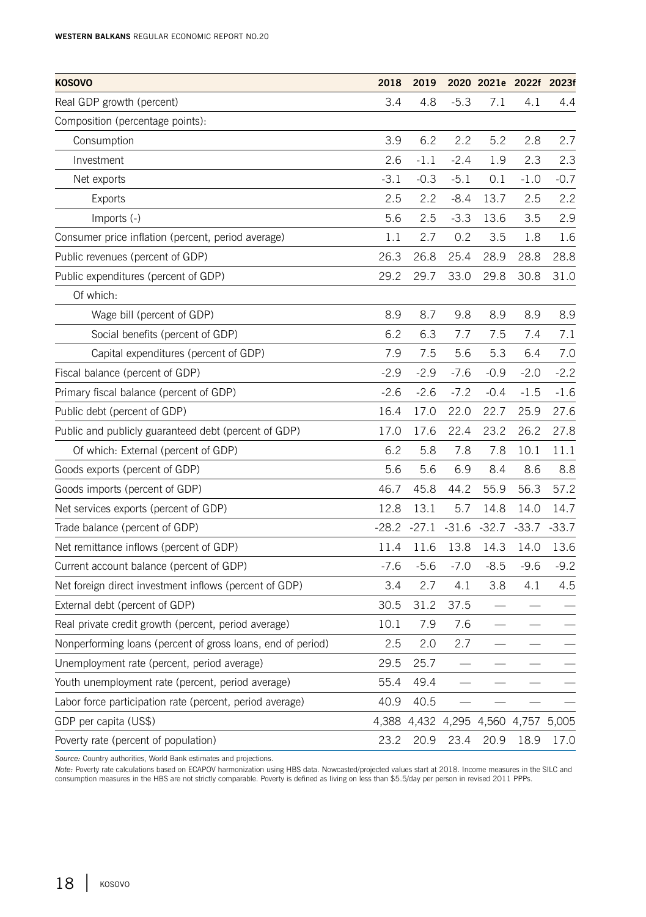| KOSOVO | 2018 | 2019 | 2020 | 2021e | 2022f | 2023f |
|---|---|---|---|---|---|---|
| Real GDP growth (percent) | 3.4 | 4.8 | -5.3 | 7.1 | 4.1 | 4.4 |
| Composition (percentage points): | | | | | | |
| Consumption | 3.9 | 6.2 | 2.2 | 5.2 | 2.8 | 2.7 |
| Investment | 2.6 | -1.1 | -2.4 | 1.9 | 2.3 | 2.3 |
| Net exports | -3.1 | -0.3 | -5.1 | 0.1 | -1.0 | -0.7 |
| Exports | 2.5 | 2.2 | -8.4 | 13.7 | 2.5 | 2.2 |
| Imports (-) | 5.6 | 2.5 | -3.3 | 13.6 | 3.5 | 2.9 |
| Consumer price inflation (percent, period average) | 1.1 | 2.7 | 0.2 | 3.5 | 1.8 | 1.6 |
| Public revenues (percent of GDP) | 26.3 | 26.8 | 25.4 | 28.9 | 28.8 | 28.8 |
| Public expenditures (percent of GDP) | 29.2 | 29.7 | 33.0 | 29.8 | 30.8 | 31.0 |
| Of which: | | | | | | |
| Wage bill (percent of GDP) | 8.9 | 8.7 | 9.8 | 8.9 | 8.9 | 8.9 |
| Social benefits (percent of GDP) | 6.2 | 6.3 | 7.7 | 7.5 | 7.4 | 7.1 |
| Capital expenditures (percent of GDP) | 7.9 | 7.5 | 5.6 | 5.3 | 6.4 | 7.0 |
| Fiscal balance (percent of GDP) | -2.9 | -2.9 | -7.6 | -0.9 | -2.0 | -2.2 |
| Primary fiscal balance (percent of GDP) | -2.6 | -2.6 | -7.2 | -0.4 | -1.5 | -1.6 |
| Public debt (percent of GDP) | 16.4 | 17.0 | 22.0 | 22.7 | 25.9 | 27.6 |
| Public and publicly guaranteed debt (percent of GDP) | 17.0 | 17.6 | 22.4 | 23.2 | 26.2 | 27.8 |
| Of which: External (percent of GDP) | 6.2 | 5.8 | 7.8 | 7.8 | 10.1 | 11.1 |
| Goods exports (percent of GDP) | 5.6 | 5.6 | 6.9 | 8.4 | 8.6 | 8.8 |
| Goods imports (percent of GDP) | 46.7 | 45.8 | 44.2 | 55.9 | 56.3 | 57.2 |
| Net services exports (percent of GDP) | 12.8 | 13.1 | 5.7 | 14.8 | 14.0 | 14.7 |
| Trade balance (percent of GDP) | -28.2 | -27.1 | -31.6 | -32.7 | -33.7 | -33.7 |
| Net remittance inflows (percent of GDP) | 11.4 | 11.6 | 13.8 | 14.3 | 14.0 | 13.6 |
| Current account balance (percent of GDP) | -7.6 | -5.6 | -7.0 | -8.5 | -9.6 | -9.2 |
| Net foreign direct investment inflows (percent of GDP) | 3.4 | 2.7 | 4.1 | 3.8 | 4.1 | 4.5 |
| External debt (percent of GDP) | 30.5 | 31.2 | 37.5 | — | — | — |
| Real private credit growth (percent, period average) | 10.1 | 7.9 | 7.6 | — | — | — |
| Nonperforming loans (percent of gross loans, end of period) | 2.5 | 2.0 | 2.7 | — | — | — |
| Unemployment rate (percent, period average) | 29.5 | 25.7 | — | — | — | — |
| Youth unemployment rate (percent, period average) | 55.4 | 49.4 | — | — | — | — |
| Labor force participation rate (percent, period average) | 40.9 | 40.5 | — | — | — | — |
| GDP per capita (US$) | 4,388 | 4,432 | 4,295 | 4,560 | 4,757 | 5,005 |
| Poverty rate (percent of population) | 23.2 | 20.9 | 23.4 | 20.9 | 18.9 | 17.0 |

*Source:* Country authorities, World Bank estimates and projections.

*Note:* Poverty rate calculations based on ECAPOV harmonization using HBS data. Nowcasted/projected values start at 2018. Income measures in the SILC and consumption measures in the HBS are not strictly comparable. Poverty is defined as living on less than $5.5/day per person in revised 2011 PPPs.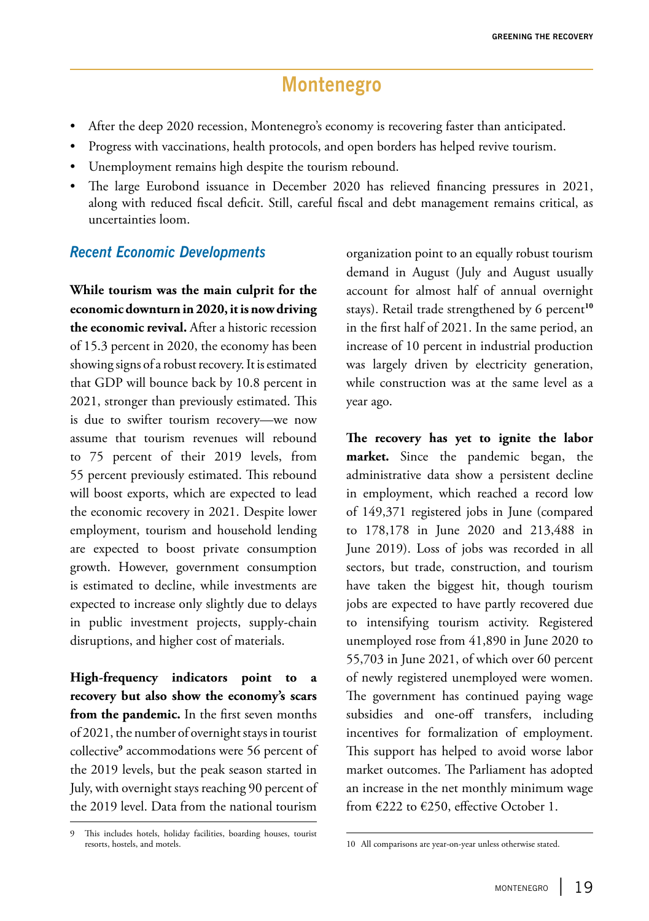# Montenegro

- After the deep 2020 recession, Montenegro's economy is recovering faster than anticipated.
- Progress with vaccinations, health protocols, and open borders has helped revive tourism.
- Unemployment remains high despite the tourism rebound.
- The large Eurobond issuance in December 2020 has relieved financing pressures in 2021, along with reduced fiscal deficit. Still, careful fiscal and debt management remains critical, as uncertainties loom.

## *Recent Economic Developments*

**While tourism was the main culprit for the economic downturn in 2020, it is now driving the economic revival.** After a historic recession of 15.3 percent in 2020, the economy has been showing signs of a robust recovery. It is estimated that GDP will bounce back by 10.8 percent in 2021, stronger than previously estimated. This is due to swifter tourism recovery—we now assume that tourism revenues will rebound to 75 percent of their 2019 levels, from 55 percent previously estimated. This rebound will boost exports, which are expected to lead the economic recovery in 2021. Despite lower employment, tourism and household lending are expected to boost private consumption growth. However, government consumption is estimated to decline, while investments are expected to increase only slightly due to delays in public investment projects, supply-chain disruptions, and higher cost of materials.

**High-frequency indicators point to a recovery but also show the economy's scars from the pandemic.** In the first seven months of 2021, the number of overnight stays in tourist collective[9] accommodations were 56 percent of the 2019 levels, but the peak season started in July, with overnight stays reaching 90 percent of the 2019 level. Data from the national tourism organization point to an equally robust tourism demand in August (July and August usually account for almost half of annual overnight stays). Retail trade strengthened by 6 percent[10] in the first half of 2021. In the same period, an increase of 10 percent in industrial production was largely driven by electricity generation, while construction was at the same level as a year ago.

**The recovery has yet to ignite the labor market.** Since the pandemic began, the administrative data show a persistent decline in employment, which reached a record low of 149,371 registered jobs in June (compared to 178,178 in June 2020 and 213,488 in June 2019). Loss of jobs was recorded in all sectors, but trade, construction, and tourism have taken the biggest hit, though tourism jobs are expected to have partly recovered due to intensifying tourism activity. Registered unemployed rose from 41,890 in June 2020 to 55,703 in June 2021, of which over 60 percent of newly registered unemployed were women. The government has continued paying wage subsidies and one-off transfers, including incentives for formalization of employment. This support has helped to avoid worse labor market outcomes. The Parliament has adopted an increase in the net monthly minimum wage from €222 to €250, effective October 1.

---

9 This includes hotels, holiday facilities, boarding houses, tourist resorts, hostels, and motels.

10 All comparisons are year-on-year unless otherwise stated.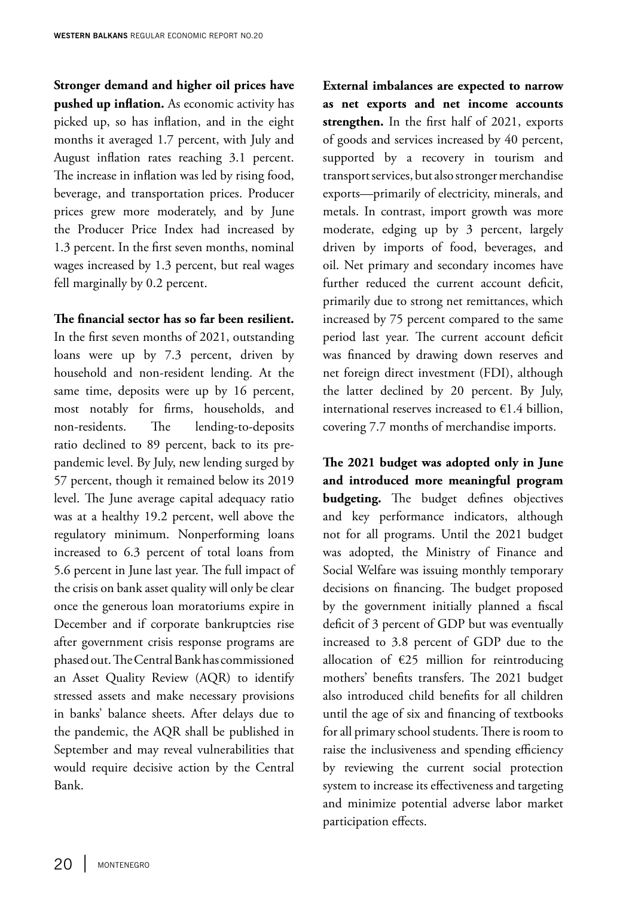**Stronger demand and higher oil prices have pushed up inflation.** As economic activity has picked up, so has inflation, and in the eight months it averaged 1.7 percent, with July and August inflation rates reaching 3.1 percent. The increase in inflation was led by rising food, beverage, and transportation prices. Producer prices grew more moderately, and by June the Producer Price Index had increased by 1.3 percent. In the first seven months, nominal wages increased by 1.3 percent, but real wages fell marginally by 0.2 percent.

**The financial sector has so far been resilient.** In the first seven months of 2021, outstanding loans were up by 7.3 percent, driven by household and non-resident lending. At the same time, deposits were up by 16 percent, most notably for firms, households, and non-residents. The lending-to-deposits ratio declined to 89 percent, back to its pre-pandemic level. By July, new lending surged by 57 percent, though it remained below its 2019 level. The June average capital adequacy ratio was at a healthy 19.2 percent, well above the regulatory minimum. Nonperforming loans increased to 6.3 percent of total loans from 5.6 percent in June last year. The full impact of the crisis on bank asset quality will only be clear once the generous loan moratoriums expire in December and if corporate bankruptcies rise after government crisis response programs are phased out. The Central Bank has commissioned an Asset Quality Review (AQR) to identify stressed assets and make necessary provisions in banks' balance sheets. After delays due to the pandemic, the AQR shall be published in September and may reveal vulnerabilities that would require decisive action by the Central Bank.

**External imbalances are expected to narrow as net exports and net income accounts strengthen.** In the first half of 2021, exports of goods and services increased by 40 percent, supported by a recovery in tourism and transport services, but also stronger merchandise exports—primarily of electricity, minerals, and metals. In contrast, import growth was more moderate, edging up by 3 percent, largely driven by imports of food, beverages, and oil. Net primary and secondary incomes have further reduced the current account deficit, primarily due to strong net remittances, which increased by 75 percent compared to the same period last year. The current account deficit was financed by drawing down reserves and net foreign direct investment (FDI), although the latter declined by 20 percent. By July, international reserves increased to €1.4 billion, covering 7.7 months of merchandise imports.

**The 2021 budget was adopted only in June and introduced more meaningful program budgeting.** The budget defines objectives and key performance indicators, although not for all programs. Until the 2021 budget was adopted, the Ministry of Finance and Social Welfare was issuing monthly temporary decisions on financing. The budget proposed by the government initially planned a fiscal deficit of 3 percent of GDP but was eventually increased to 3.8 percent of GDP due to the allocation of €25 million for reintroducing mothers' benefits transfers. The 2021 budget also introduced child benefits for all children until the age of six and financing of textbooks for all primary school students. There is room to raise the inclusiveness and spending efficiency by reviewing the current social protection system to increase its effectiveness and targeting and minimize potential adverse labor market participation effects.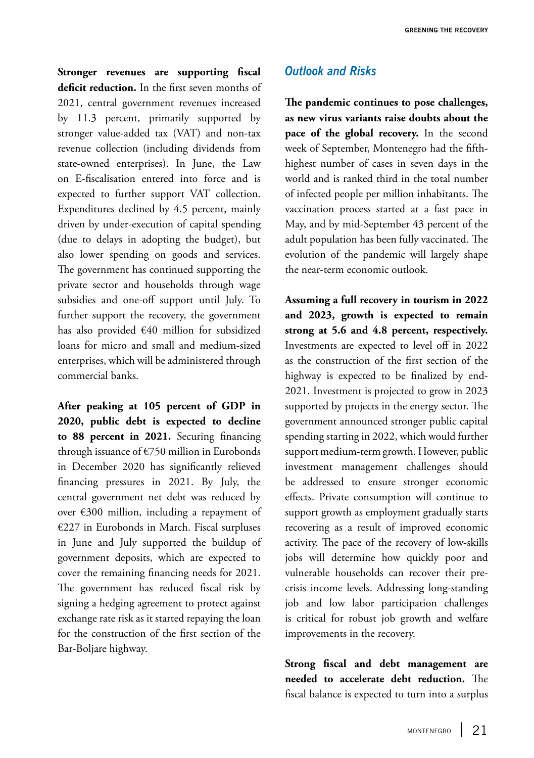**Stronger revenues are supporting fiscal deficit reduction.** In the first seven months of 2021, central government revenues increased by 11.3 percent, primarily supported by stronger value-added tax (VAT) and non-tax revenue collection (including dividends from state-owned enterprises). In June, the Law on E-fiscalisation entered into force and is expected to further support VAT collection. Expenditures declined by 4.5 percent, mainly driven by under-execution of capital spending (due to delays in adopting the budget), but also lower spending on goods and services. The government has continued supporting the private sector and households through wage subsidies and one-off support until July. To further support the recovery, the government has also provided €40 million for subsidized loans for micro and small and medium-sized enterprises, which will be administered through commercial banks.

**After peaking at 105 percent of GDP in 2020, public debt is expected to decline to 88 percent in 2021.** Securing financing through issuance of €750 million in Eurobonds in December 2020 has significantly relieved financing pressures in 2021. By July, the central government net debt was reduced by over €300 million, including a repayment of €227 in Eurobonds in March. Fiscal surpluses in June and July supported the buildup of government deposits, which are expected to cover the remaining financing needs for 2021. The government has reduced fiscal risk by signing a hedging agreement to protect against exchange rate risk as it started repaying the loan for the construction of the first section of the Bar-Boljare highway.

## *Outlook and Risks*

**The pandemic continues to pose challenges, as new virus variants raise doubts about the pace of the global recovery.** In the second week of September, Montenegro had the fifth-highest number of cases in seven days in the world and is ranked third in the total number of infected people per million inhabitants. The vaccination process started at a fast pace in May, and by mid-September 43 percent of the adult population has been fully vaccinated. The evolution of the pandemic will largely shape the near-term economic outlook.

**Assuming a full recovery in tourism in 2022 and 2023, growth is expected to remain strong at 5.6 and 4.8 percent, respectively.** Investments are expected to level off in 2022 as the construction of the first section of the highway is expected to be finalized by end-2021. Investment is projected to grow in 2023 supported by projects in the energy sector. The government announced stronger public capital spending starting in 2022, which would further support medium-term growth. However, public investment management challenges should be addressed to ensure stronger economic effects. Private consumption will continue to support growth as employment gradually starts recovering as a result of improved economic activity. The pace of the recovery of low-skills jobs will determine how quickly poor and vulnerable households can recover their pre-crisis income levels. Addressing long-standing job and low labor participation challenges is critical for robust job growth and welfare improvements in the recovery.

**Strong fiscal and debt management are needed to accelerate debt reduction.** The fiscal balance is expected to turn into a surplus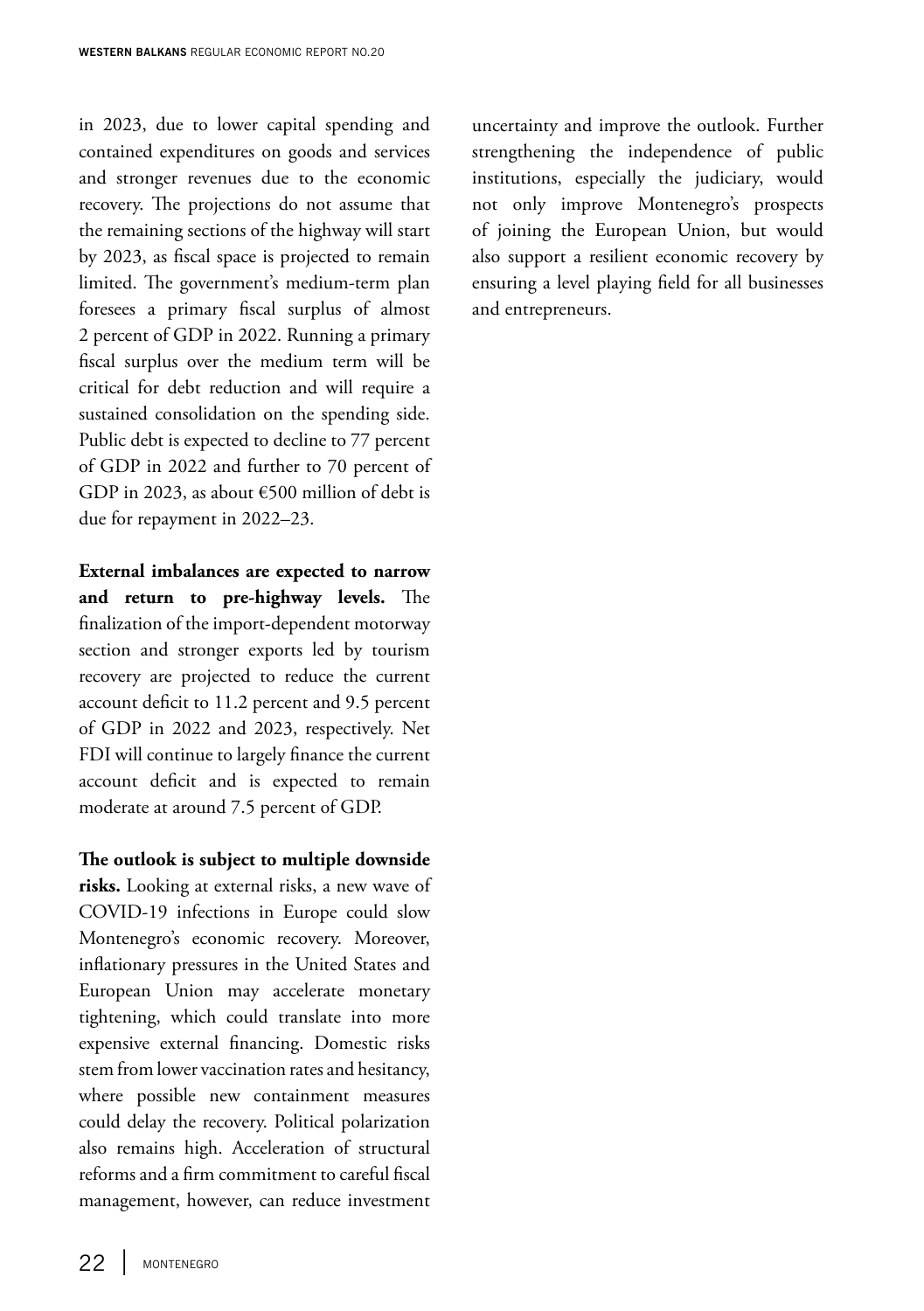in 2023, due to lower capital spending and contained expenditures on goods and services and stronger revenues due to the economic recovery. The projections do not assume that the remaining sections of the highway will start by 2023, as fiscal space is projected to remain limited. The government's medium-term plan foresees a primary fiscal surplus of almost 2 percent of GDP in 2022. Running a primary fiscal surplus over the medium term will be critical for debt reduction and will require a sustained consolidation on the spending side. Public debt is expected to decline to 77 percent of GDP in 2022 and further to 70 percent of GDP in 2023, as about €500 million of debt is due for repayment in 2022–23.

**External imbalances are expected to narrow and return to pre-highway levels.** The finalization of the import-dependent motorway section and stronger exports led by tourism recovery are projected to reduce the current account deficit to 11.2 percent and 9.5 percent of GDP in 2022 and 2023, respectively. Net FDI will continue to largely finance the current account deficit and is expected to remain moderate at around 7.5 percent of GDP.

**The outlook is subject to multiple downside risks.** Looking at external risks, a new wave of COVID-19 infections in Europe could slow Montenegro's economic recovery. Moreover, inflationary pressures in the United States and European Union may accelerate monetary tightening, which could translate into more expensive external financing. Domestic risks stem from lower vaccination rates and hesitancy, where possible new containment measures could delay the recovery. Political polarization also remains high. Acceleration of structural reforms and a firm commitment to careful fiscal management, however, can reduce investment uncertainty and improve the outlook. Further strengthening the independence of public institutions, especially the judiciary, would not only improve Montenegro's prospects of joining the European Union, but would also support a resilient economic recovery by ensuring a level playing field for all businesses and entrepreneurs.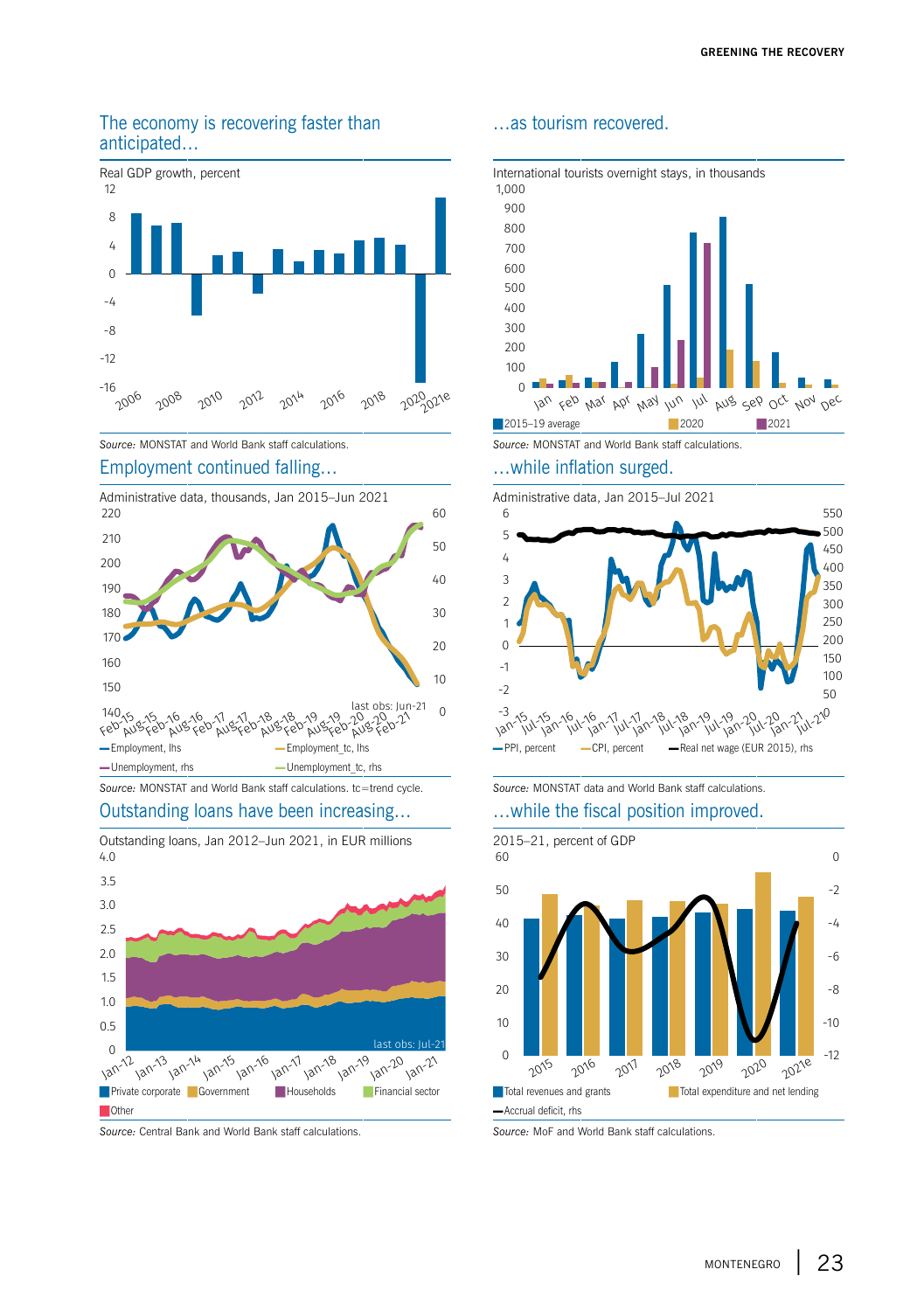## The economy is recovering faster than anticipated…

Real GDP growth, percent

*Source:* MONSTAT and World Bank staff calculations.

## …as tourism recovered.

International tourists overnight stays, in thousands

2015–19 average | 2020 | 2021

*Source:* MONSTAT and World Bank staff calculations.

## Employment continued falling…

Administrative data, thousands, Jan 2015–Jun 2021

Employment, lhs | Employment_tc, lhs | Unemployment, rhs | Unemployment_tc, rhs

last obs: Jun-21

*Source:* MONSTAT and World Bank staff calculations. tc=trend cycle.

## …while inflation surged.

Administrative data, Jan 2015–Jul 2021

PPI, percent | CPI, percent | Real net wage (EUR 2015), rhs

*Source:* MONSTAT data and World Bank staff calculations.

## Outstanding loans have been increasing…

Outstanding loans, Jan 2012–Jun 2021, in EUR millions

Private corporate | Government | Households | Financial sector | Other

last obs: Jul-21

*Source:* Central Bank and World Bank staff calculations.

## …while the fiscal position improved.

2015–21, percent of GDP

Total revenues and grants | Total expenditure and net lending | Accrual deficit, rhs

*Source:* MoF and World Bank staff calculations.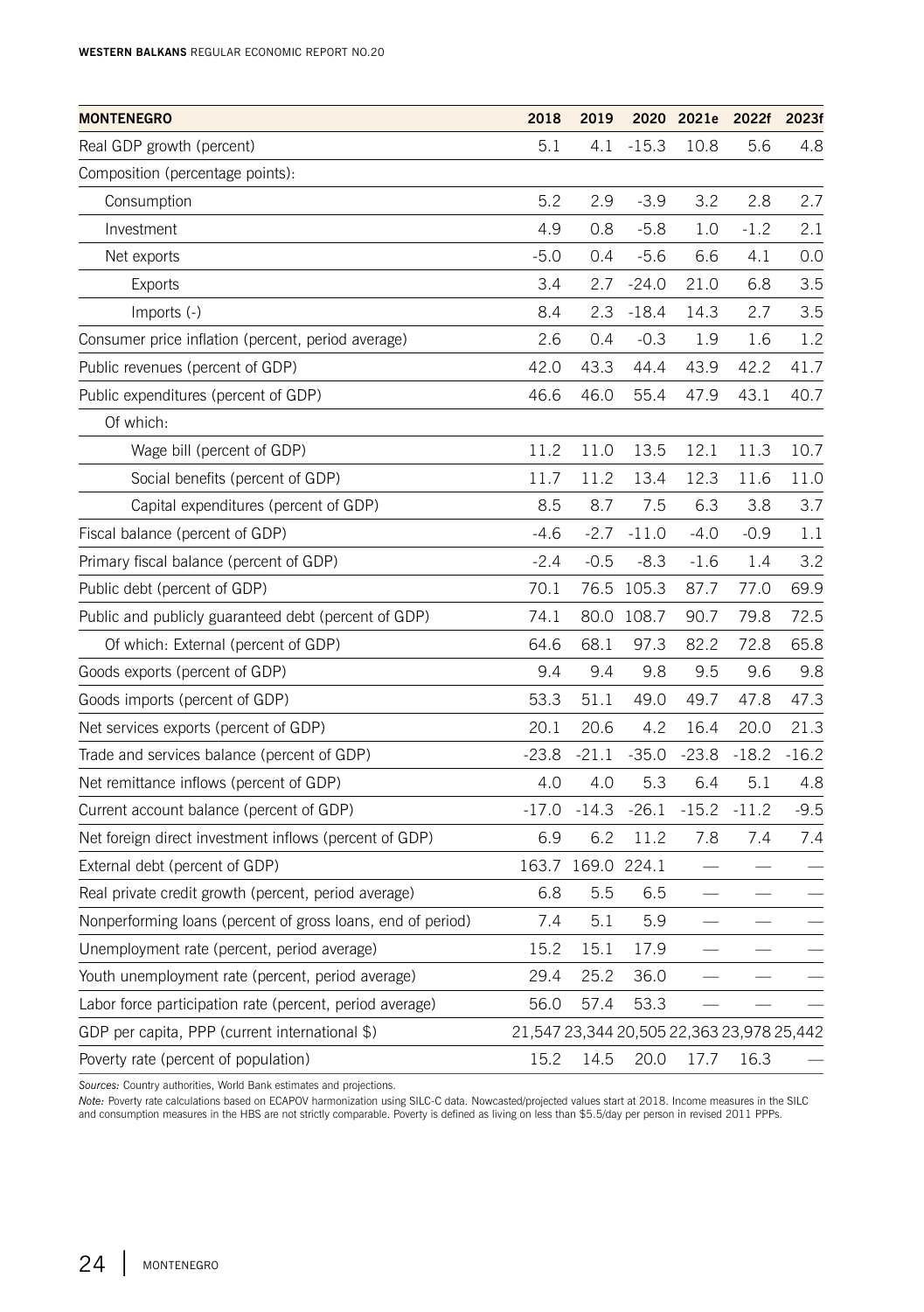| MONTENEGRO | 2018 | 2019 | 2020 | 2021e | 2022f | 2023f |
|---|---|---|---|---|---|---|
| Real GDP growth (percent) | 5.1 | 4.1 | -15.3 | 10.8 | 5.6 | 4.8 |
| Composition (percentage points): | | | | | | |
| Consumption | 5.2 | 2.9 | -3.9 | 3.2 | 2.8 | 2.7 |
| Investment | 4.9 | 0.8 | -5.8 | 1.0 | -1.2 | 2.1 |
| Net exports | -5.0 | 0.4 | -5.6 | 6.6 | 4.1 | 0.0 |
| Exports | 3.4 | 2.7 | -24.0 | 21.0 | 6.8 | 3.5 |
| Imports (-) | 8.4 | 2.3 | -18.4 | 14.3 | 2.7 | 3.5 |
| Consumer price inflation (percent, period average) | 2.6 | 0.4 | -0.3 | 1.9 | 1.6 | 1.2 |
| Public revenues (percent of GDP) | 42.0 | 43.3 | 44.4 | 43.9 | 42.2 | 41.7 |
| Public expenditures (percent of GDP) | 46.6 | 46.0 | 55.4 | 47.9 | 43.1 | 40.7 |
| Of which: | | | | | | |
| Wage bill (percent of GDP) | 11.2 | 11.0 | 13.5 | 12.1 | 11.3 | 10.7 |
| Social benefits (percent of GDP) | 11.7 | 11.2 | 13.4 | 12.3 | 11.6 | 11.0 |
| Capital expenditures (percent of GDP) | 8.5 | 8.7 | 7.5 | 6.3 | 3.8 | 3.7 |
| Fiscal balance (percent of GDP) | -4.6 | -2.7 | -11.0 | -4.0 | -0.9 | 1.1 |
| Primary fiscal balance (percent of GDP) | -2.4 | -0.5 | -8.3 | -1.6 | 1.4 | 3.2 |
| Public debt (percent of GDP) | 70.1 | 76.5 | 105.3 | 87.7 | 77.0 | 69.9 |
| Public and publicly guaranteed debt (percent of GDP) | 74.1 | 80.0 | 108.7 | 90.7 | 79.8 | 72.5 |
| Of which: External (percent of GDP) | 64.6 | 68.1 | 97.3 | 82.2 | 72.8 | 65.8 |
| Goods exports (percent of GDP) | 9.4 | 9.4 | 9.8 | 9.5 | 9.6 | 9.8 |
| Goods imports (percent of GDP) | 53.3 | 51.1 | 49.0 | 49.7 | 47.8 | 47.3 |
| Net services exports (percent of GDP) | 20.1 | 20.6 | 4.2 | 16.4 | 20.0 | 21.3 |
| Trade and services balance (percent of GDP) | -23.8 | -21.1 | -35.0 | -23.8 | -18.2 | -16.2 |
| Net remittance inflows (percent of GDP) | 4.0 | 4.0 | 5.3 | 6.4 | 5.1 | 4.8 |
| Current account balance (percent of GDP) | -17.0 | -14.3 | -26.1 | -15.2 | -11.2 | -9.5 |
| Net foreign direct investment inflows (percent of GDP) | 6.9 | 6.2 | 11.2 | 7.8 | 7.4 | 7.4 |
| External debt (percent of GDP) | 163.7 | 169.0 | 224.1 | — | — | — |
| Real private credit growth (percent, period average) | 6.8 | 5.5 | 6.5 | — | — | — |
| Nonperforming loans (percent of gross loans, end of period) | 7.4 | 5.1 | 5.9 | — | — | — |
| Unemployment rate (percent, period average) | 15.2 | 15.1 | 17.9 | — | — | — |
| Youth unemployment rate (percent, period average) | 29.4 | 25.2 | 36.0 | — | — | — |
| Labor force participation rate (percent, period average) | 56.0 | 57.4 | 53.3 | — | — | — |
| GDP per capita, PPP (current international $) | 21,547 | 23,344 | 20,505 | 22,363 | 23,978 | 25,442 |
| Poverty rate (percent of population) | 15.2 | 14.5 | 20.0 | 17.7 | 16.3 | — |

*Sources:* Country authorities, World Bank estimates and projections.

*Note:* Poverty rate calculations based on ECAPOV harmonization using SILC-C data. Nowcasted/projected values start at 2018. Income measures in the SILC and consumption measures in the HBS are not strictly comparable. Poverty is defined as living on less than $5.5/day per person in revised 2011 PPPs.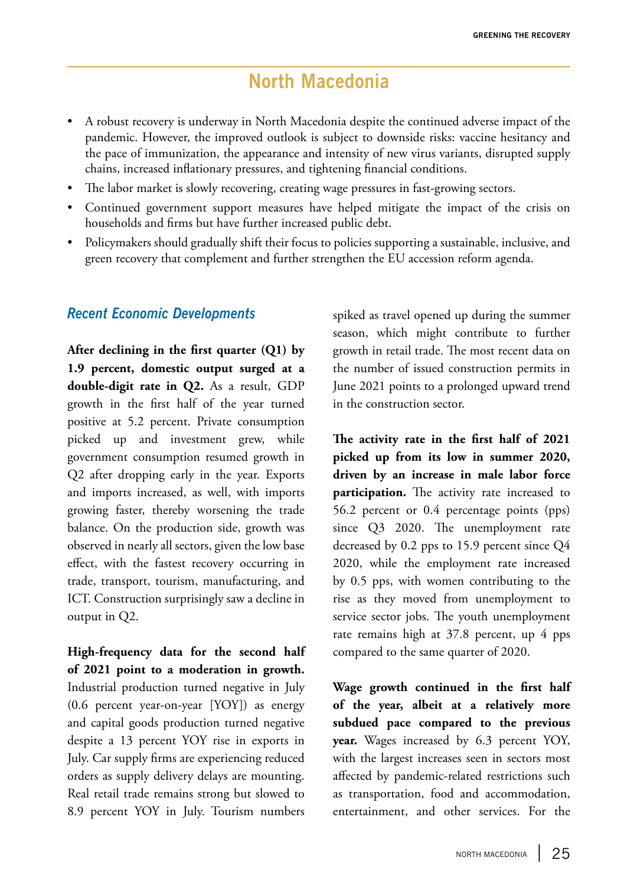# North Macedonia

- A robust recovery is underway in North Macedonia despite the continued adverse impact of the pandemic. However, the improved outlook is subject to downside risks: vaccine hesitancy and the pace of immunization, the appearance and intensity of new virus variants, disrupted supply chains, increased inflationary pressures, and tightening financial conditions.
- The labor market is slowly recovering, creating wage pressures in fast-growing sectors.
- Continued government support measures have helped mitigate the impact of the crisis on households and firms but have further increased public debt.
- Policymakers should gradually shift their focus to policies supporting a sustainable, inclusive, and green recovery that complement and further strengthen the EU accession reform agenda.

## *Recent Economic Developments*

**After declining in the first quarter (Q1) by 1.9 percent, domestic output surged at a double-digit rate in Q2.** As a result, GDP growth in the first half of the year turned positive at 5.2 percent. Private consumption picked up and investment grew, while government consumption resumed growth in Q2 after dropping early in the year. Exports and imports increased, as well, with imports growing faster, thereby worsening the trade balance. On the production side, growth was observed in nearly all sectors, given the low base effect, with the fastest recovery occurring in trade, transport, tourism, manufacturing, and ICT. Construction surprisingly saw a decline in output in Q2.

**High-frequency data for the second half of 2021 point to a moderation in growth.** Industrial production turned negative in July (0.6 percent year-on-year [YOY]) as energy and capital goods production turned negative despite a 13 percent YOY rise in exports in July. Car supply firms are experiencing reduced orders as supply delivery delays are mounting. Real retail trade remains strong but slowed to 8.9 percent YOY in July. Tourism numbers spiked as travel opened up during the summer season, which might contribute to further growth in retail trade. The most recent data on the number of issued construction permits in June 2021 points to a prolonged upward trend in the construction sector.

**The activity rate in the first half of 2021 picked up from its low in summer 2020, driven by an increase in male labor force participation.** The activity rate increased to 56.2 percent or 0.4 percentage points (pps) since Q3 2020. The unemployment rate decreased by 0.2 pps to 15.9 percent since Q4 2020, while the employment rate increased by 0.5 pps, with women contributing to the rise as they moved from unemployment to service sector jobs. The youth unemployment rate remains high at 37.8 percent, up 4 pps compared to the same quarter of 2020.

**Wage growth continued in the first half of the year, albeit at a relatively more subdued pace compared to the previous year.** Wages increased by 6.3 percent YOY, with the largest increases seen in sectors most affected by pandemic-related restrictions such as transportation, food and accommodation, entertainment, and other services. For the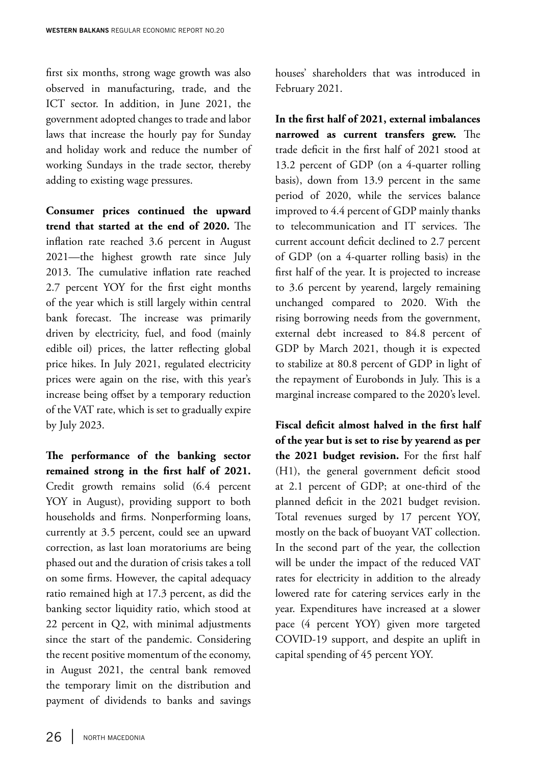first six months, strong wage growth was also observed in manufacturing, trade, and the ICT sector. In addition, in June 2021, the government adopted changes to trade and labor laws that increase the hourly pay for Sunday and holiday work and reduce the number of working Sundays in the trade sector, thereby adding to existing wage pressures.

**Consumer prices continued the upward trend that started at the end of 2020.** The inflation rate reached 3.6 percent in August 2021—the highest growth rate since July 2013. The cumulative inflation rate reached 2.7 percent YOY for the first eight months of the year which is still largely within central bank forecast. The increase was primarily driven by electricity, fuel, and food (mainly edible oil) prices, the latter reflecting global price hikes. In July 2021, regulated electricity prices were again on the rise, with this year's increase being offset by a temporary reduction of the VAT rate, which is set to gradually expire by July 2023.

**The performance of the banking sector remained strong in the first half of 2021.** Credit growth remains solid (6.4 percent YOY in August), providing support to both households and firms. Nonperforming loans, currently at 3.5 percent, could see an upward correction, as last loan moratoriums are being phased out and the duration of crisis takes a toll on some firms. However, the capital adequacy ratio remained high at 17.3 percent, as did the banking sector liquidity ratio, which stood at 22 percent in Q2, with minimal adjustments since the start of the pandemic. Considering the recent positive momentum of the economy, in August 2021, the central bank removed the temporary limit on the distribution and payment of dividends to banks and savings houses' shareholders that was introduced in February 2021.

**In the first half of 2021, external imbalances narrowed as current transfers grew.** The trade deficit in the first half of 2021 stood at 13.2 percent of GDP (on a 4-quarter rolling basis), down from 13.9 percent in the same period of 2020, while the services balance improved to 4.4 percent of GDP mainly thanks to telecommunication and IT services. The current account deficit declined to 2.7 percent of GDP (on a 4-quarter rolling basis) in the first half of the year. It is projected to increase to 3.6 percent by yearend, largely remaining unchanged compared to 2020. With the rising borrowing needs from the government, external debt increased to 84.8 percent of GDP by March 2021, though it is expected to stabilize at 80.8 percent of GDP in light of the repayment of Eurobonds in July. This is a marginal increase compared to the 2020's level.

**Fiscal deficit almost halved in the first half of the year but is set to rise by yearend as per the 2021 budget revision.** For the first half (H1), the general government deficit stood at 2.1 percent of GDP; at one-third of the planned deficit in the 2021 budget revision. Total revenues surged by 17 percent YOY, mostly on the back of buoyant VAT collection. In the second part of the year, the collection will be under the impact of the reduced VAT rates for electricity in addition to the already lowered rate for catering services early in the year. Expenditures have increased at a slower pace (4 percent YOY) given more targeted COVID-19 support, and despite an uplift in capital spending of 45 percent YOY.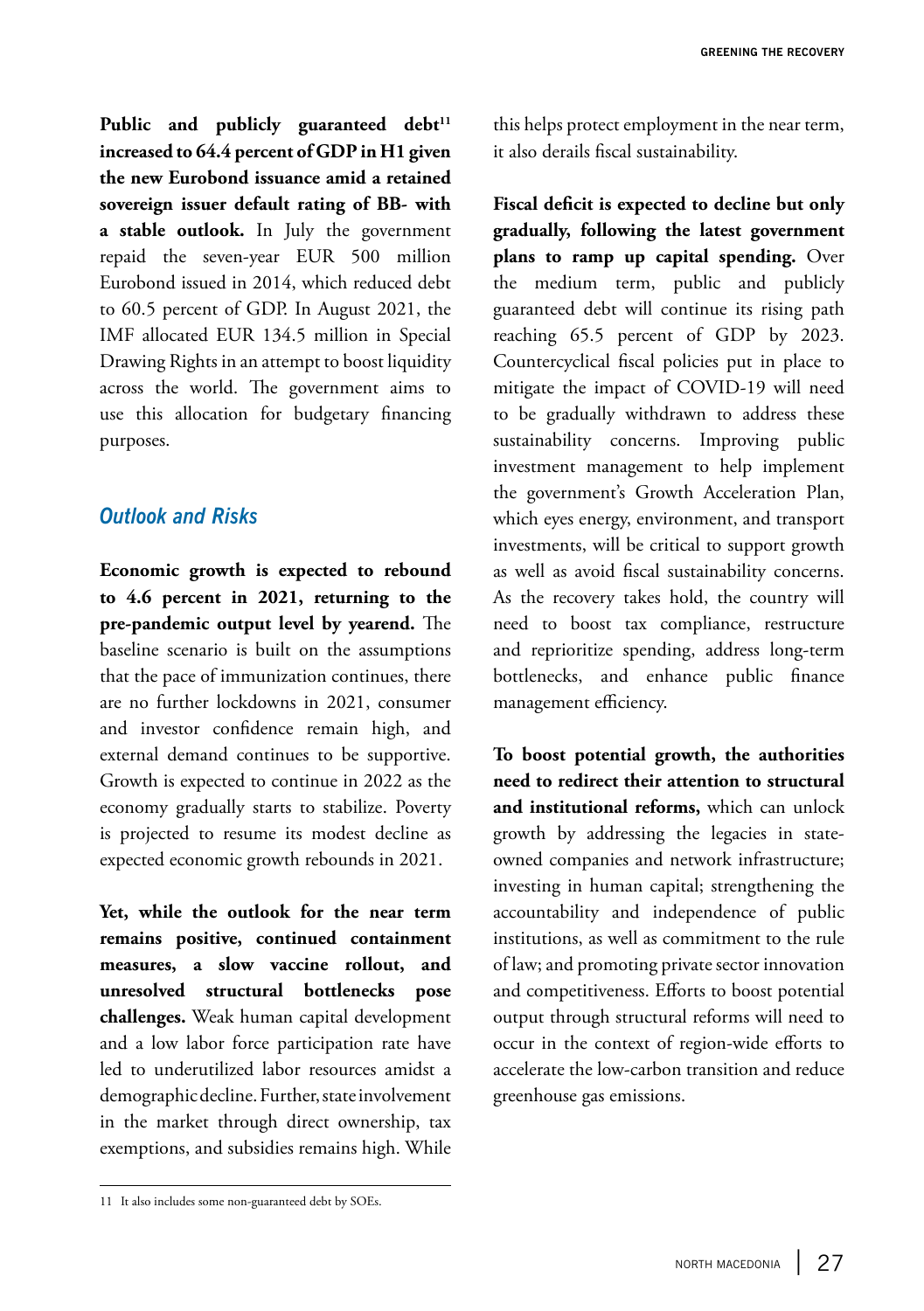**Public and publicly guaranteed debt[11] increased to 64.4 percent of GDP in H1 given the new Eurobond issuance amid a retained sovereign issuer default rating of BB- with a stable outlook.** In July the government repaid the seven-year EUR 500 million Eurobond issued in 2014, which reduced debt to 60.5 percent of GDP. In August 2021, the IMF allocated EUR 134.5 million in Special Drawing Rights in an attempt to boost liquidity across the world. The government aims to use this allocation for budgetary financing purposes.

## *Outlook and Risks*

**Economic growth is expected to rebound to 4.6 percent in 2021, returning to the pre-pandemic output level by yearend.** The baseline scenario is built on the assumptions that the pace of immunization continues, there are no further lockdowns in 2021, consumer and investor confidence remain high, and external demand continues to be supportive. Growth is expected to continue in 2022 as the economy gradually starts to stabilize. Poverty is projected to resume its modest decline as expected economic growth rebounds in 2021.

**Yet, while the outlook for the near term remains positive, continued containment measures, a slow vaccine rollout, and unresolved structural bottlenecks pose challenges.** Weak human capital development and a low labor force participation rate have led to underutilized labor resources amidst a demographic decline. Further, state involvement in the market through direct ownership, tax exemptions, and subsidies remains high. While this helps protect employment in the near term, it also derails fiscal sustainability.

**Fiscal deficit is expected to decline but only gradually, following the latest government plans to ramp up capital spending.** Over the medium term, public and publicly guaranteed debt will continue its rising path reaching 65.5 percent of GDP by 2023. Countercyclical fiscal policies put in place to mitigate the impact of COVID-19 will need to be gradually withdrawn to address these sustainability concerns. Improving public investment management to help implement the government's Growth Acceleration Plan, which eyes energy, environment, and transport investments, will be critical to support growth as well as avoid fiscal sustainability concerns. As the recovery takes hold, the country will need to boost tax compliance, restructure and reprioritize spending, address long-term bottlenecks, and enhance public finance management efficiency.

**To boost potential growth, the authorities need to redirect their attention to structural and institutional reforms,** which can unlock growth by addressing the legacies in state-owned companies and network infrastructure; investing in human capital; strengthening the accountability and independence of public institutions, as well as commitment to the rule of law; and promoting private sector innovation and competitiveness. Efforts to boost potential output through structural reforms will need to occur in the context of region-wide efforts to accelerate the low-carbon transition and reduce greenhouse gas emissions.

---

[11] It also includes some non-guaranteed debt by SOEs.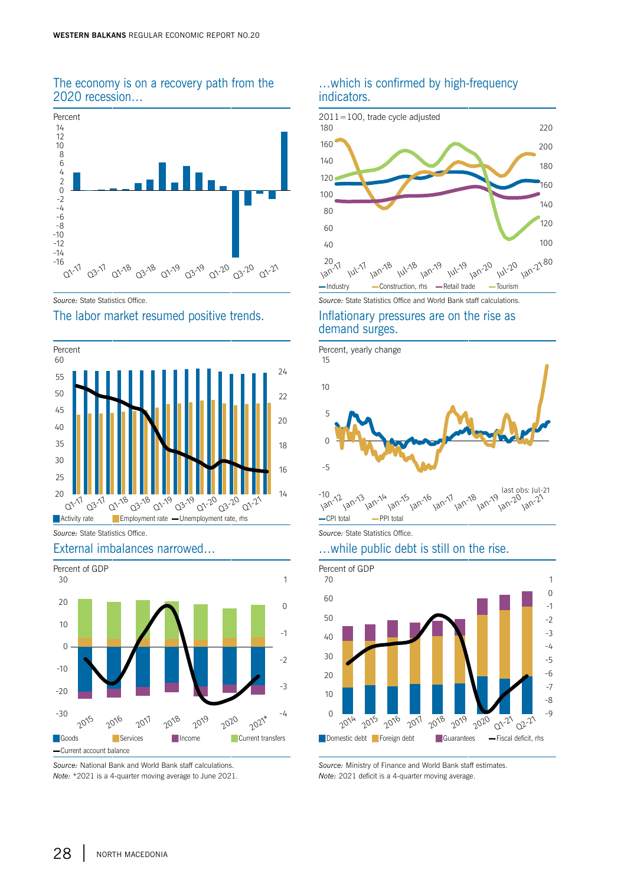### The economy is on a recovery path from the 2020 recession…

Percent

*Source:* State Statistics Office.

### …which is confirmed by high-frequency indicators.

2011=100, trade cycle adjusted

Industry | Construction, rhs | Retail trade | Tourism

*Source:* State Statistics Office and World Bank staff calculations.

### The labor market resumed positive trends.

Percent

Activity rate | Employment rate | Unemployment rate, rhs

*Source:* State Statistics Office.

### Inflationary pressures are on the rise as demand surges.

Percent, yearly change

last obs: Jul-21

CPI total | PPI total

*Source:* State Statistics Office.

### External imbalances narrowed…

Percent of GDP

Goods | Services | Income | Current transfers | Current account balance

*Source:* National Bank and World Bank staff calculations.
*Note:* *2021 is a 4-quarter moving average to June 2021.

### …while public debt is still on the rise.

Percent of GDP

Domestic debt | Foreign debt | Guarantees | Fiscal deficit, rhs

*Source:* Ministry of Finance and World Bank staff estimates.
*Note:* 2021 deficit is a 4-quarter moving average.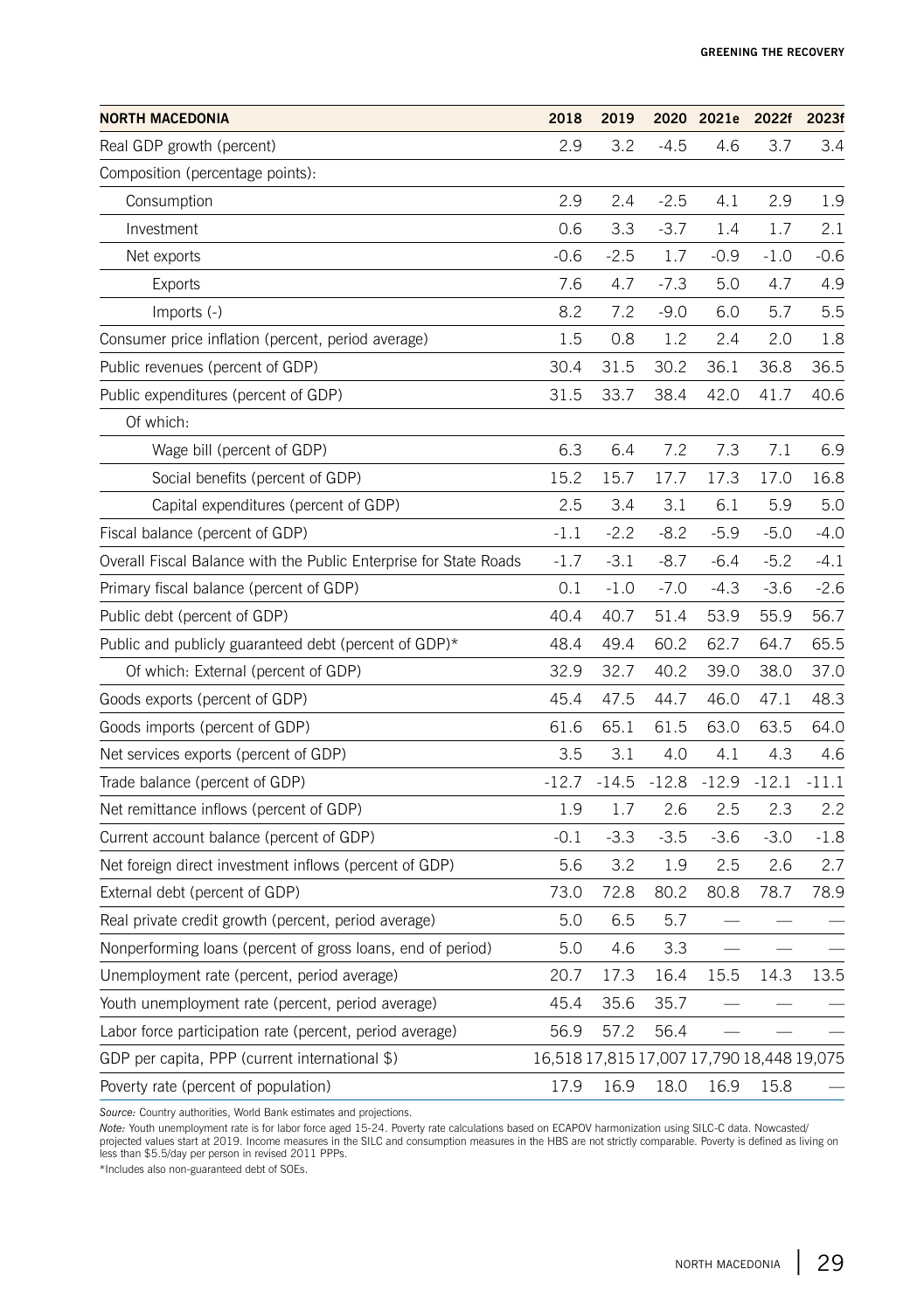| NORTH MACEDONIA | 2018 | 2019 | 2020 | 2021e | 2022f | 2023f |
|---|---|---|---|---|---|---|
| Real GDP growth (percent) | 2.9 | 3.2 | -4.5 | 4.6 | 3.7 | 3.4 |
| Composition (percentage points): | | | | | | |
| Consumption | 2.9 | 2.4 | -2.5 | 4.1 | 2.9 | 1.9 |
| Investment | 0.6 | 3.3 | -3.7 | 1.4 | 1.7 | 2.1 |
| Net exports | -0.6 | -2.5 | 1.7 | -0.9 | -1.0 | -0.6 |
| Exports | 7.6 | 4.7 | -7.3 | 5.0 | 4.7 | 4.9 |
| Imports (-) | 8.2 | 7.2 | -9.0 | 6.0 | 5.7 | 5.5 |
| Consumer price inflation (percent, period average) | 1.5 | 0.8 | 1.2 | 2.4 | 2.0 | 1.8 |
| Public revenues (percent of GDP) | 30.4 | 31.5 | 30.2 | 36.1 | 36.8 | 36.5 |
| Public expenditures (percent of GDP) | 31.5 | 33.7 | 38.4 | 42.0 | 41.7 | 40.6 |
| Of which: | | | | | | |
| Wage bill (percent of GDP) | 6.3 | 6.4 | 7.2 | 7.3 | 7.1 | 6.9 |
| Social benefits (percent of GDP) | 15.2 | 15.7 | 17.7 | 17.3 | 17.0 | 16.8 |
| Capital expenditures (percent of GDP) | 2.5 | 3.4 | 3.1 | 6.1 | 5.9 | 5.0 |
| Fiscal balance (percent of GDP) | -1.1 | -2.2 | -8.2 | -5.9 | -5.0 | -4.0 |
| Overall Fiscal Balance with the Public Enterprise for State Roads | -1.7 | -3.1 | -8.7 | -6.4 | -5.2 | -4.1 |
| Primary fiscal balance (percent of GDP) | 0.1 | -1.0 | -7.0 | -4.3 | -3.6 | -2.6 |
| Public debt (percent of GDP) | 40.4 | 40.7 | 51.4 | 53.9 | 55.9 | 56.7 |
| Public and publicly guaranteed debt (percent of GDP)* | 48.4 | 49.4 | 60.2 | 62.7 | 64.7 | 65.5 |
| Of which: External (percent of GDP) | 32.9 | 32.7 | 40.2 | 39.0 | 38.0 | 37.0 |
| Goods exports (percent of GDP) | 45.4 | 47.5 | 44.7 | 46.0 | 47.1 | 48.3 |
| Goods imports (percent of GDP) | 61.6 | 65.1 | 61.5 | 63.0 | 63.5 | 64.0 |
| Net services exports (percent of GDP) | 3.5 | 3.1 | 4.0 | 4.1 | 4.3 | 4.6 |
| Trade balance (percent of GDP) | -12.7 | -14.5 | -12.8 | -12.9 | -12.1 | -11.1 |
| Net remittance inflows (percent of GDP) | 1.9 | 1.7 | 2.6 | 2.5 | 2.3 | 2.2 |
| Current account balance (percent of GDP) | -0.1 | -3.3 | -3.5 | -3.6 | -3.0 | -1.8 |
| Net foreign direct investment inflows (percent of GDP) | 5.6 | 3.2 | 1.9 | 2.5 | 2.6 | 2.7 |
| External debt (percent of GDP) | 73.0 | 72.8 | 80.2 | 80.8 | 78.7 | 78.9 |
| Real private credit growth (percent, period average) | 5.0 | 6.5 | 5.7 | — | — | — |
| Nonperforming loans (percent of gross loans, end of period) | 5.0 | 4.6 | 3.3 | — | — | — |
| Unemployment rate (percent, period average) | 20.7 | 17.3 | 16.4 | 15.5 | 14.3 | 13.5 |
| Youth unemployment rate (percent, period average) | 45.4 | 35.6 | 35.7 | — | — | — |
| Labor force participation rate (percent, period average) | 56.9 | 57.2 | 56.4 | — | — | — |
| GDP per capita, PPP (current international $) | 16,518 | 17,815 | 17,007 | 17,790 | 18,448 | 19,075 |
| Poverty rate (percent of population) | 17.9 | 16.9 | 18.0 | 16.9 | 15.8 | — |

*Source:* Country authorities, World Bank estimates and projections.

*Note:* Youth unemployment rate is for labor force aged 15-24. Poverty rate calculations based on ECAPOV harmonization using SILC-C data. Nowcasted/projected values start at 2019. Income measures in the SILC and consumption measures in the HBS are not strictly comparable. Poverty is defined as living on less than $5.5/day per person in revised 2011 PPPs.

*Includes also non-guaranteed debt of SOEs.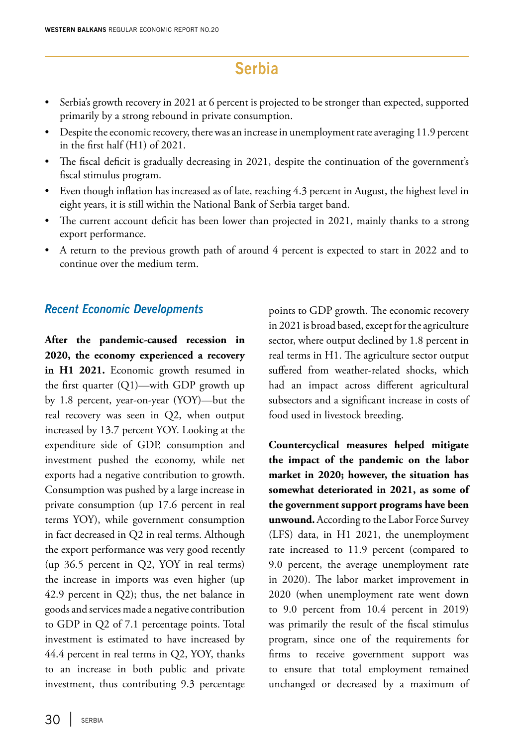# Serbia

- Serbia's growth recovery in 2021 at 6 percent is projected to be stronger than expected, supported primarily by a strong rebound in private consumption.
- Despite the economic recovery, there was an increase in unemployment rate averaging 11.9 percent in the first half (H1) of 2021.
- The fiscal deficit is gradually decreasing in 2021, despite the continuation of the government's fiscal stimulus program.
- Even though inflation has increased as of late, reaching 4.3 percent in August, the highest level in eight years, it is still within the National Bank of Serbia target band.
- The current account deficit has been lower than projected in 2021, mainly thanks to a strong export performance.
- A return to the previous growth path of around 4 percent is expected to start in 2022 and to continue over the medium term.

## *Recent Economic Developments*

**After the pandemic-caused recession in 2020, the economy experienced a recovery in H1 2021.** Economic growth resumed in the first quarter (Q1)—with GDP growth up by 1.8 percent, year-on-year (YOY)—but the real recovery was seen in Q2, when output increased by 13.7 percent YOY. Looking at the expenditure side of GDP, consumption and investment pushed the economy, while net exports had a negative contribution to growth. Consumption was pushed by a large increase in private consumption (up 17.6 percent in real terms YOY), while government consumption in fact decreased in Q2 in real terms. Although the export performance was very good recently (up 36.5 percent in Q2, YOY in real terms) the increase in imports was even higher (up 42.9 percent in Q2); thus, the net balance in goods and services made a negative contribution to GDP in Q2 of 7.1 percentage points. Total investment is estimated to have increased by 44.4 percent in real terms in Q2, YOY, thanks to an increase in both public and private investment, thus contributing 9.3 percentage points to GDP growth. The economic recovery in 2021 is broad based, except for the agriculture sector, where output declined by 1.8 percent in real terms in H1. The agriculture sector output suffered from weather-related shocks, which had an impact across different agricultural subsectors and a significant increase in costs of food used in livestock breeding.

**Countercyclical measures helped mitigate the impact of the pandemic on the labor market in 2020; however, the situation has somewhat deteriorated in 2021, as some of the government support programs have been unwound.** According to the Labor Force Survey (LFS) data, in H1 2021, the unemployment rate increased to 11.9 percent (compared to 9.0 percent, the average unemployment rate in 2020). The labor market improvement in 2020 (when unemployment rate went down to 9.0 percent from 10.4 percent in 2019) was primarily the result of the fiscal stimulus program, since one of the requirements for firms to receive government support was to ensure that total employment remained unchanged or decreased by a maximum of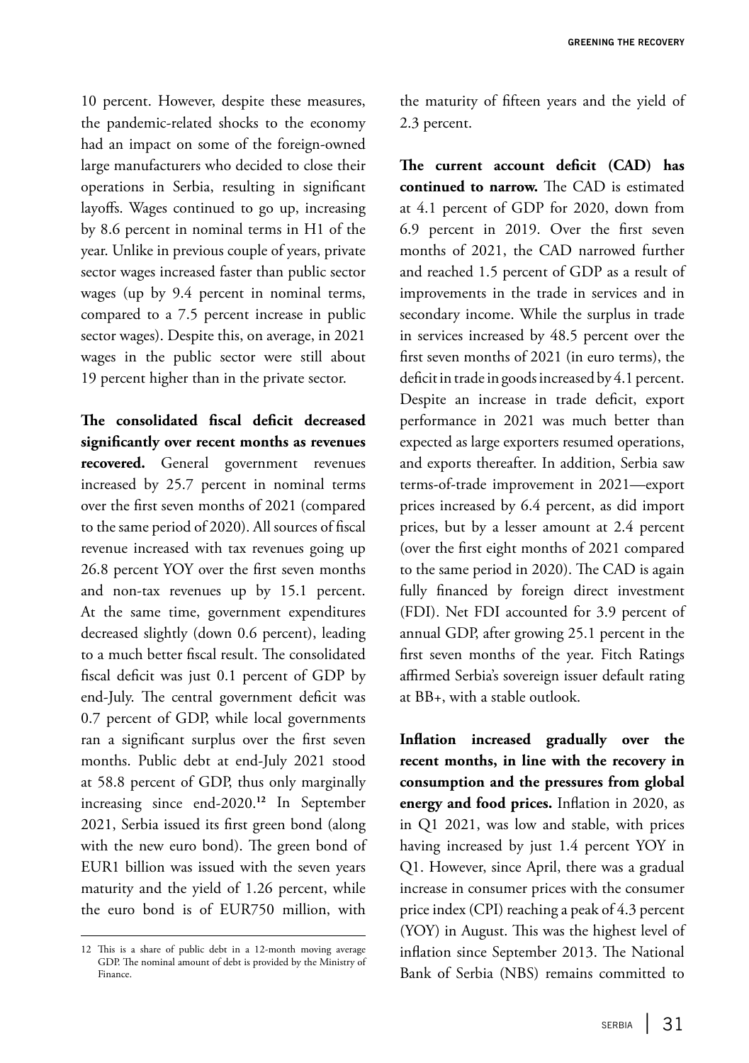10 percent. However, despite these measures, the pandemic-related shocks to the economy had an impact on some of the foreign-owned large manufacturers who decided to close their operations in Serbia, resulting in significant layoffs. Wages continued to go up, increasing by 8.6 percent in nominal terms in H1 of the year. Unlike in previous couple of years, private sector wages increased faster than public sector wages (up by 9.4 percent in nominal terms, compared to a 7.5 percent increase in public sector wages). Despite this, on average, in 2021 wages in the public sector were still about 19 percent higher than in the private sector.

**The consolidated fiscal deficit decreased significantly over recent months as revenues recovered.** General government revenues increased by 25.7 percent in nominal terms over the first seven months of 2021 (compared to the same period of 2020). All sources of fiscal revenue increased with tax revenues going up 26.8 percent YOY over the first seven months and non-tax revenues up by 15.1 percent. At the same time, government expenditures decreased slightly (down 0.6 percent), leading to a much better fiscal result. The consolidated fiscal deficit was just 0.1 percent of GDP by end-July. The central government deficit was 0.7 percent of GDP, while local governments ran a significant surplus over the first seven months. Public debt at end-July 2021 stood at 58.8 percent of GDP, thus only marginally increasing since end-2020.[12] In September 2021, Serbia issued its first green bond (along with the new euro bond). The green bond of EUR1 billion was issued with the seven years maturity and the yield of 1.26 percent, while the euro bond is of EUR750 million, with the maturity of fifteen years and the yield of 2.3 percent.

**The current account deficit (CAD) has continued to narrow.** The CAD is estimated at 4.1 percent of GDP for 2020, down from 6.9 percent in 2019. Over the first seven months of 2021, the CAD narrowed further and reached 1.5 percent of GDP as a result of improvements in the trade in services and in secondary income. While the surplus in trade in services increased by 48.5 percent over the first seven months of 2021 (in euro terms), the deficit in trade in goods increased by 4.1 percent. Despite an increase in trade deficit, export performance in 2021 was much better than expected as large exporters resumed operations, and exports thereafter. In addition, Serbia saw terms-of-trade improvement in 2021—export prices increased by 6.4 percent, as did import prices, but by a lesser amount at 2.4 percent (over the first eight months of 2021 compared to the same period in 2020). The CAD is again fully financed by foreign direct investment (FDI). Net FDI accounted for 3.9 percent of annual GDP, after growing 25.1 percent in the first seven months of the year. Fitch Ratings affirmed Serbia's sovereign issuer default rating at BB+, with a stable outlook.

**Inflation increased gradually over the recent months, in line with the recovery in consumption and the pressures from global energy and food prices.** Inflation in 2020, as in Q1 2021, was low and stable, with prices having increased by just 1.4 percent YOY in Q1. However, since April, there was a gradual increase in consumer prices with the consumer price index (CPI) reaching a peak of 4.3 percent (YOY) in August. This was the highest level of inflation since September 2013. The National Bank of Serbia (NBS) remains committed to

---

12 This is a share of public debt in a 12-month moving average GDP. The nominal amount of debt is provided by the Ministry of Finance.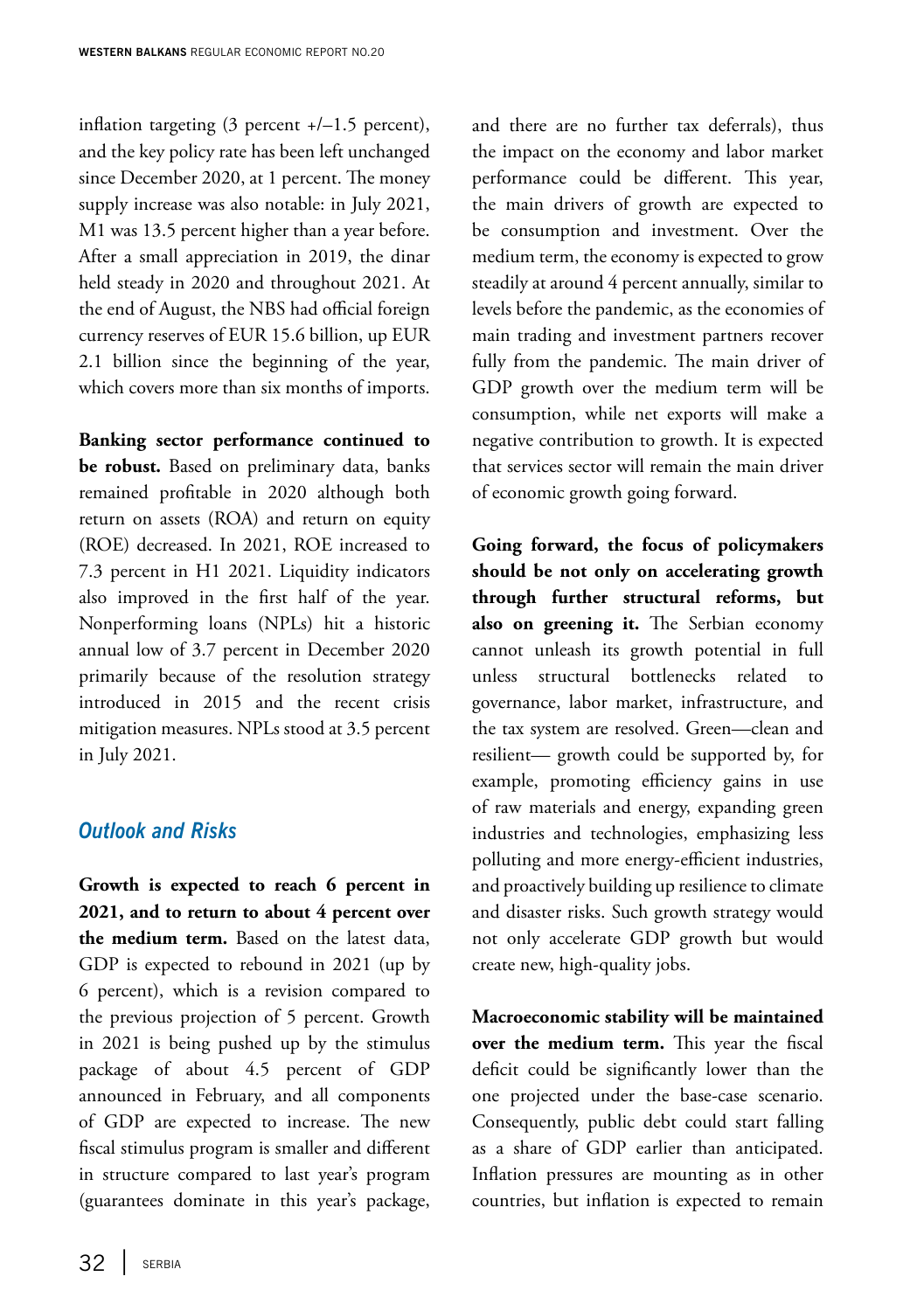inflation targeting (3 percent +/–1.5 percent), and the key policy rate has been left unchanged since December 2020, at 1 percent. The money supply increase was also notable: in July 2021, M1 was 13.5 percent higher than a year before. After a small appreciation in 2019, the dinar held steady in 2020 and throughout 2021. At the end of August, the NBS had official foreign currency reserves of EUR 15.6 billion, up EUR 2.1 billion since the beginning of the year, which covers more than six months of imports.

**Banking sector performance continued to be robust.** Based on preliminary data, banks remained profitable in 2020 although both return on assets (ROA) and return on equity (ROE) decreased. In 2021, ROE increased to 7.3 percent in H1 2021. Liquidity indicators also improved in the first half of the year. Nonperforming loans (NPLs) hit a historic annual low of 3.7 percent in December 2020 primarily because of the resolution strategy introduced in 2015 and the recent crisis mitigation measures. NPLs stood at 3.5 percent in July 2021.

### *Outlook and Risks*

**Growth is expected to reach 6 percent in 2021, and to return to about 4 percent over the medium term.** Based on the latest data, GDP is expected to rebound in 2021 (up by 6 percent), which is a revision compared to the previous projection of 5 percent. Growth in 2021 is being pushed up by the stimulus package of about 4.5 percent of GDP announced in February, and all components of GDP are expected to increase. The new fiscal stimulus program is smaller and different in structure compared to last year's program (guarantees dominate in this year's package, and there are no further tax deferrals), thus the impact on the economy and labor market performance could be different. This year, the main drivers of growth are expected to be consumption and investment. Over the medium term, the economy is expected to grow steadily at around 4 percent annually, similar to levels before the pandemic, as the economies of main trading and investment partners recover fully from the pandemic. The main driver of GDP growth over the medium term will be consumption, while net exports will make a negative contribution to growth. It is expected that services sector will remain the main driver of economic growth going forward.

**Going forward, the focus of policymakers should be not only on accelerating growth through further structural reforms, but also on greening it.** The Serbian economy cannot unleash its growth potential in full unless structural bottlenecks related to governance, labor market, infrastructure, and the tax system are resolved. Green—clean and resilient— growth could be supported by, for example, promoting efficiency gains in use of raw materials and energy, expanding green industries and technologies, emphasizing less polluting and more energy-efficient industries, and proactively building up resilience to climate and disaster risks. Such growth strategy would not only accelerate GDP growth but would create new, high-quality jobs.

**Macroeconomic stability will be maintained over the medium term.** This year the fiscal deficit could be significantly lower than the one projected under the base-case scenario. Consequently, public debt could start falling as a share of GDP earlier than anticipated. Inflation pressures are mounting as in other countries, but inflation is expected to remain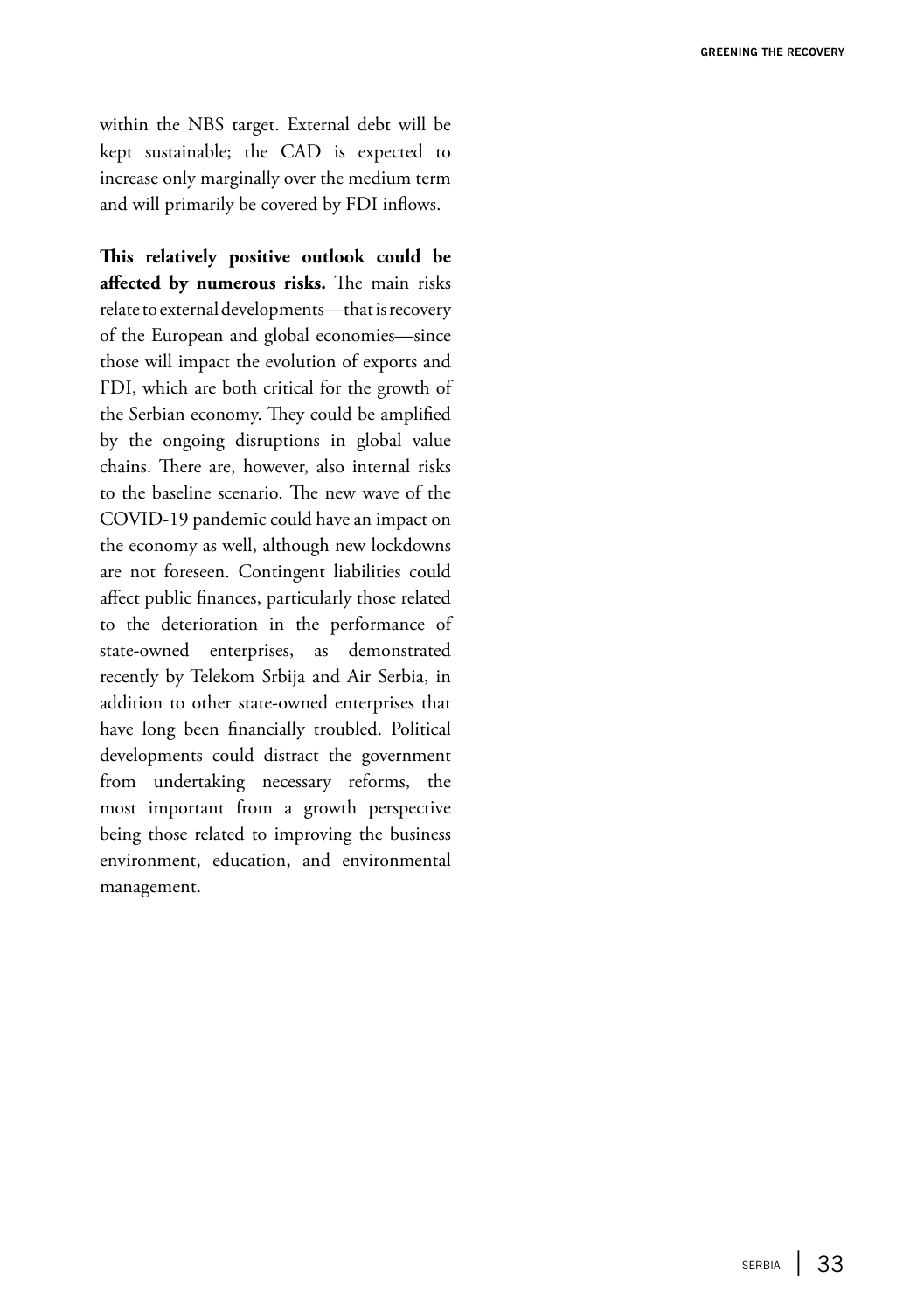within the NBS target. External debt will be kept sustainable; the CAD is expected to increase only marginally over the medium term and will primarily be covered by FDI inflows.

**This relatively positive outlook could be affected by numerous risks.** The main risks relate to external developments—that is recovery of the European and global economies—since those will impact the evolution of exports and FDI, which are both critical for the growth of the Serbian economy. They could be amplified by the ongoing disruptions in global value chains. There are, however, also internal risks to the baseline scenario. The new wave of the COVID-19 pandemic could have an impact on the economy as well, although new lockdowns are not foreseen. Contingent liabilities could affect public finances, particularly those related to the deterioration in the performance of state-owned enterprises, as demonstrated recently by Telekom Srbija and Air Serbia, in addition to other state-owned enterprises that have long been financially troubled. Political developments could distract the government from undertaking necessary reforms, the most important from a growth perspective being those related to improving the business environment, education, and environmental management.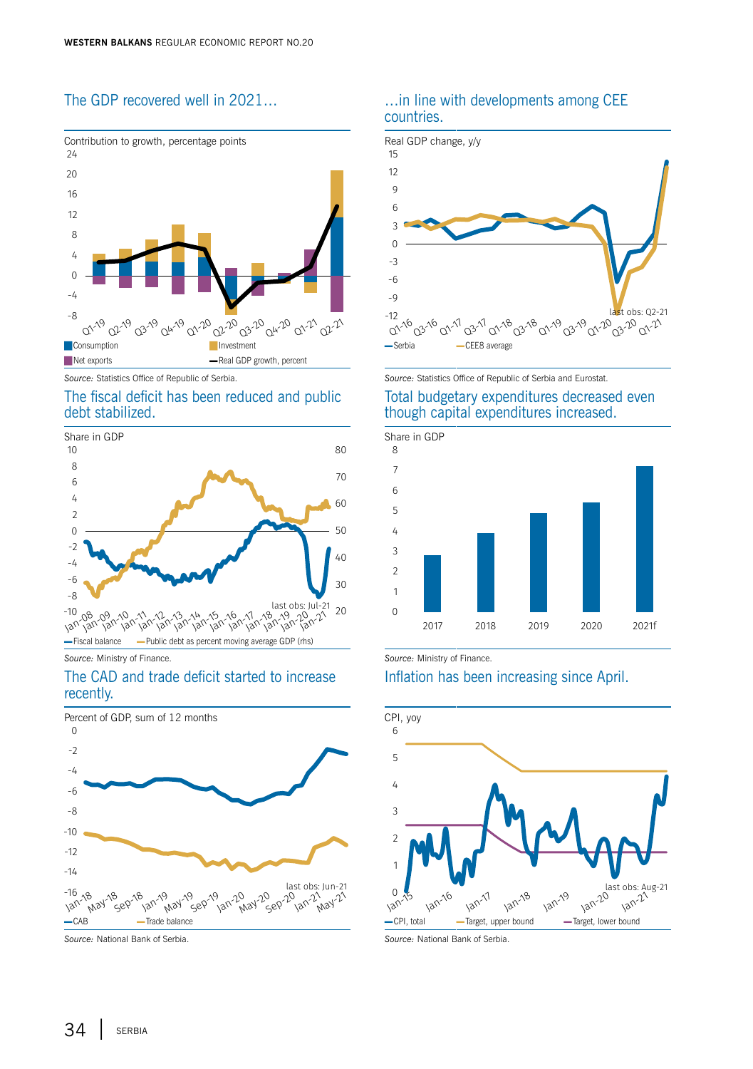## The GDP recovered well in 2021…

Contribution to growth, percentage points

Source: Statistics Office of Republic of Serbia.

## …in line with developments among CEE countries.

Real GDP change, y/y

Source: Statistics Office of Republic of Serbia and Eurostat.

## The fiscal deficit has been reduced and public debt stabilized.

Share in GDP

Source: Ministry of Finance.

## Total budgetary expenditures decreased even though capital expenditures increased.

Share in GDP

Source: Ministry of Finance.

## The CAD and trade deficit started to increase recently.

Percent of GDP, sum of 12 months

Source: National Bank of Serbia.

## Inflation has been increasing since April.

CPI, yoy

Source: National Bank of Serbia.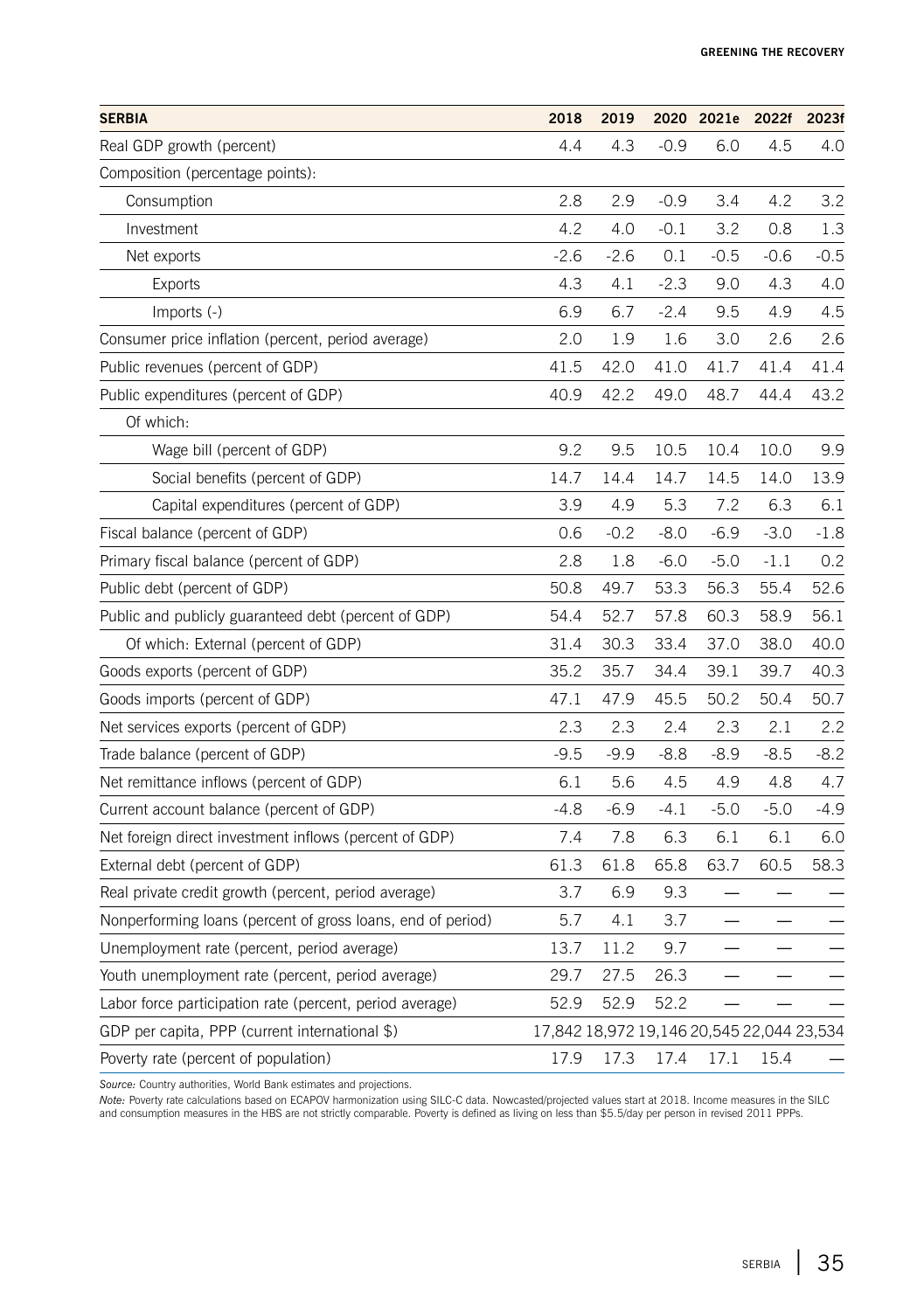| SERBIA | 2018 | 2019 | 2020 | 2021e | 2022f | 2023f |
|---|---|---|---|---|---|---|
| Real GDP growth (percent) | 4.4 | 4.3 | -0.9 | 6.0 | 4.5 | 4.0 |
| Composition (percentage points): | | | | | | |
| Consumption | 2.8 | 2.9 | -0.9 | 3.4 | 4.2 | 3.2 |
| Investment | 4.2 | 4.0 | -0.1 | 3.2 | 0.8 | 1.3 |
| Net exports | -2.6 | -2.6 | 0.1 | -0.5 | -0.6 | -0.5 |
| Exports | 4.3 | 4.1 | -2.3 | 9.0 | 4.3 | 4.0 |
| Imports (-) | 6.9 | 6.7 | -2.4 | 9.5 | 4.9 | 4.5 |
| Consumer price inflation (percent, period average) | 2.0 | 1.9 | 1.6 | 3.0 | 2.6 | 2.6 |
| Public revenues (percent of GDP) | 41.5 | 42.0 | 41.0 | 41.7 | 41.4 | 41.4 |
| Public expenditures (percent of GDP) | 40.9 | 42.2 | 49.0 | 48.7 | 44.4 | 43.2 |
| Of which: | | | | | | |
| Wage bill (percent of GDP) | 9.2 | 9.5 | 10.5 | 10.4 | 10.0 | 9.9 |
| Social benefits (percent of GDP) | 14.7 | 14.4 | 14.7 | 14.5 | 14.0 | 13.9 |
| Capital expenditures (percent of GDP) | 3.9 | 4.9 | 5.3 | 7.2 | 6.3 | 6.1 |
| Fiscal balance (percent of GDP) | 0.6 | -0.2 | -8.0 | -6.9 | -3.0 | -1.8 |
| Primary fiscal balance (percent of GDP) | 2.8 | 1.8 | -6.0 | -5.0 | -1.1 | 0.2 |
| Public debt (percent of GDP) | 50.8 | 49.7 | 53.3 | 56.3 | 55.4 | 52.6 |
| Public and publicly guaranteed debt (percent of GDP) | 54.4 | 52.7 | 57.8 | 60.3 | 58.9 | 56.1 |
| Of which: External (percent of GDP) | 31.4 | 30.3 | 33.4 | 37.0 | 38.0 | 40.0 |
| Goods exports (percent of GDP) | 35.2 | 35.7 | 34.4 | 39.1 | 39.7 | 40.3 |
| Goods imports (percent of GDP) | 47.1 | 47.9 | 45.5 | 50.2 | 50.4 | 50.7 |
| Net services exports (percent of GDP) | 2.3 | 2.3 | 2.4 | 2.3 | 2.1 | 2.2 |
| Trade balance (percent of GDP) | -9.5 | -9.9 | -8.8 | -8.9 | -8.5 | -8.2 |
| Net remittance inflows (percent of GDP) | 6.1 | 5.6 | 4.5 | 4.9 | 4.8 | 4.7 |
| Current account balance (percent of GDP) | -4.8 | -6.9 | -4.1 | -5.0 | -5.0 | -4.9 |
| Net foreign direct investment inflows (percent of GDP) | 7.4 | 7.8 | 6.3 | 6.1 | 6.1 | 6.0 |
| External debt (percent of GDP) | 61.3 | 61.8 | 65.8 | 63.7 | 60.5 | 58.3 |
| Real private credit growth (percent, period average) | 3.7 | 6.9 | 9.3 | — | — | — |
| Nonperforming loans (percent of gross loans, end of period) | 5.7 | 4.1 | 3.7 | — | — | — |
| Unemployment rate (percent, period average) | 13.7 | 11.2 | 9.7 | — | — | — |
| Youth unemployment rate (percent, period average) | 29.7 | 27.5 | 26.3 | — | — | — |
| Labor force participation rate (percent, period average) | 52.9 | 52.9 | 52.2 | — | — | — |
| GDP per capita, PPP (current international $) | 17,842 | 18,972 | 19,146 | 20,545 | 22,044 | 23,534 |
| Poverty rate (percent of population) | 17.9 | 17.3 | 17.4 | 17.1 | 15.4 | — |

*Source:* Country authorities, World Bank estimates and projections.

*Note:* Poverty rate calculations based on ECAPOV harmonization using SILC-C data. Nowcasted/projected values start at 2018. Income measures in the SILC and consumption measures in the HBS are not strictly comparable. Poverty is defined as living on less than $5.5/day per person in revised 2011 PPPs.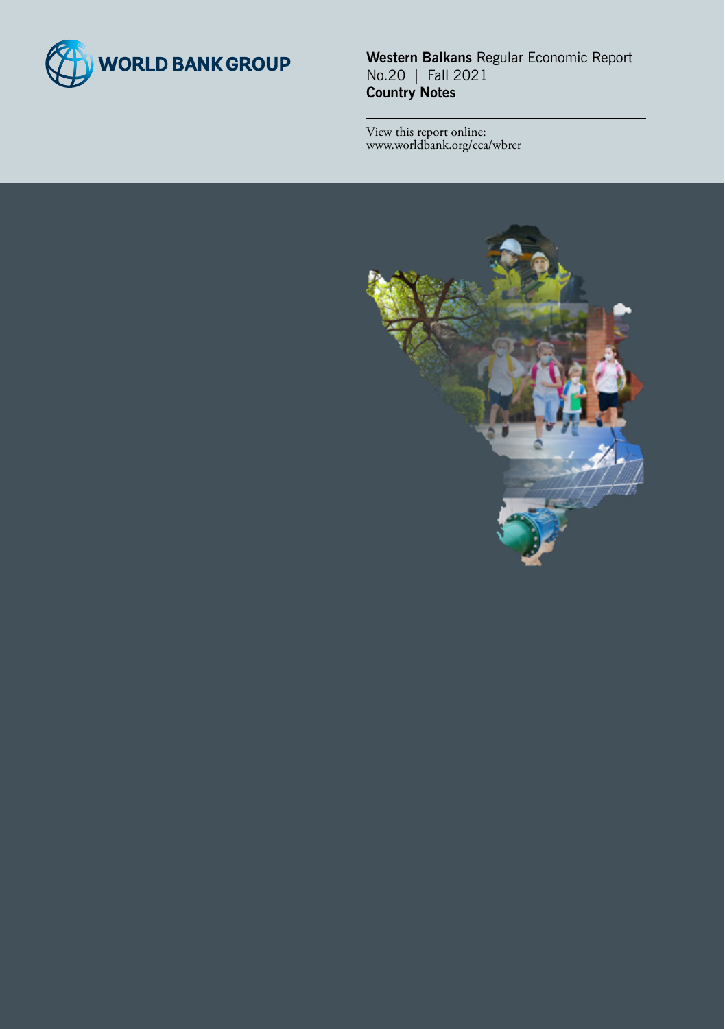WORLD BANK GROUP

**Western Balkans** Regular Economic Report
No.20 | Fall 2021
**Country Notes**

View this report online:
www.worldbank.org/eca/wbrer